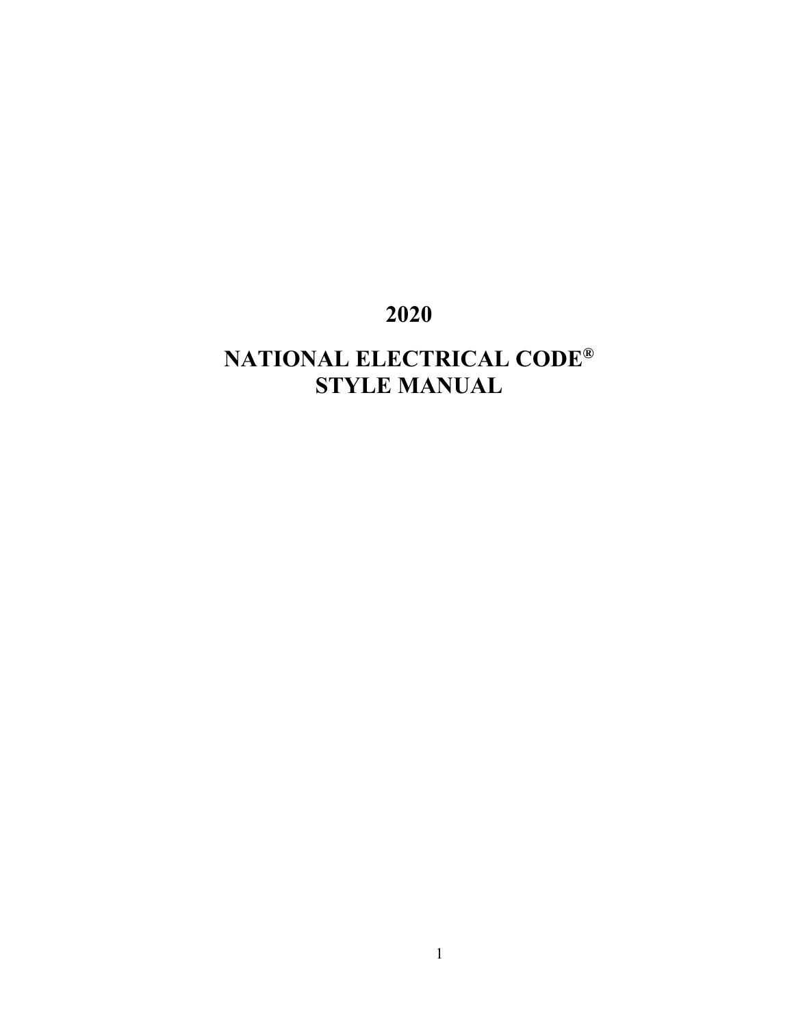# 2020

# NATIONAL ELECTRICAL CODE® STYLE MANUAL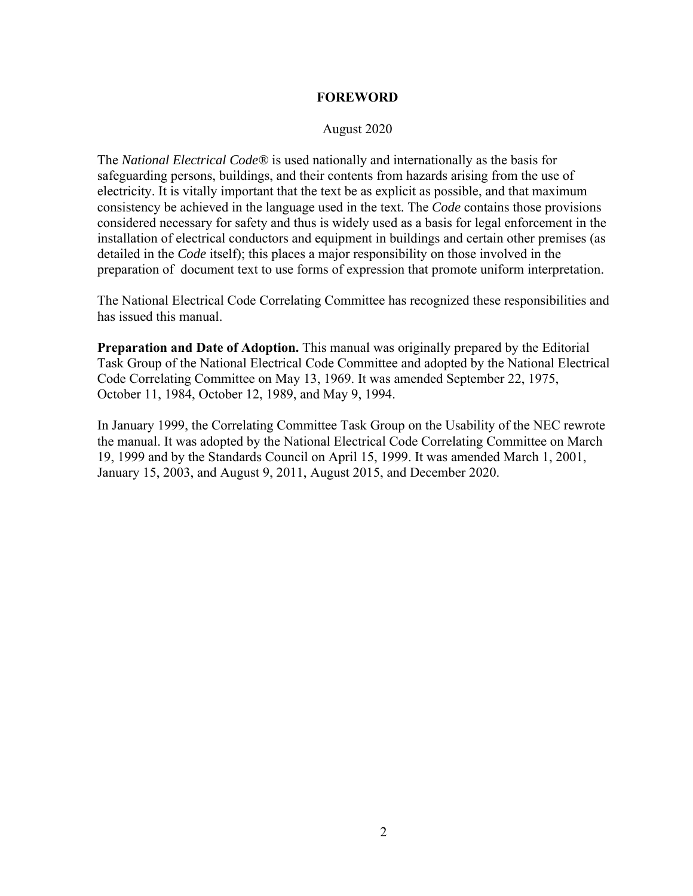# FOREWORD

August 2020

The *National Electrical Code®* is used nationally and internationally as the basis for safeguarding persons, buildings, and their contents from hazards arising from the use of electricity. It is vitally important that the text be as explicit as possible, and that maximum consistency be achieved in the language used in the text. The *Code* contains those provisions considered necessary for safety and thus is widely used as a basis for legal enforcement in the installation of electrical conductors and equipment in buildings and certain other premises (as detailed in the *Code* itself); this places a major responsibility on those involved in the preparation of document text to use forms of expression that promote uniform interpretation.

The National Electrical Code Correlating Committee has recognized these responsibilities and has issued this manual.

**Preparation and Date of Adoption.** This manual was originally prepared by the Editorial Task Group of the National Electrical Code Committee and adopted by the National Electrical Code Correlating Committee on May 13, 1969. It was amended September 22, 1975, October 11, 1984, October 12, 1989, and May 9, 1994.

In January 1999, the Correlating Committee Task Group on the Usability of the NEC rewrote the manual. It was adopted by the National Electrical Code Correlating Committee on March 19, 1999 and by the Standards Council on April 15, 1999. It was amended March 1, 2001, January 15, 2003, and August 9, 2011, August 2015, and December 2020.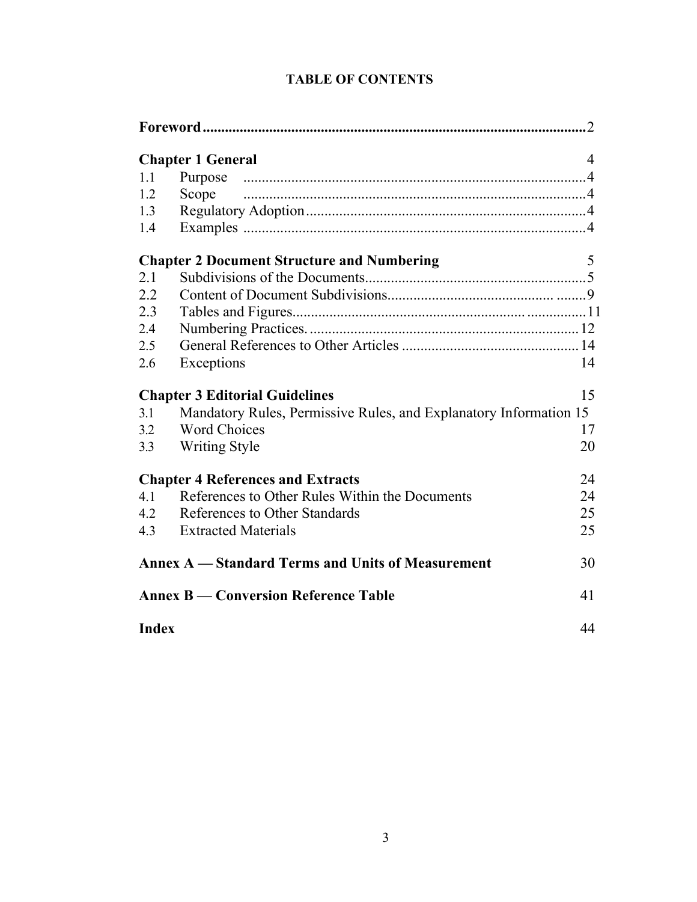# TABLE OF CONTENTS

**Foreword**........................................................................................................2

**Chapter 1 General** 4

1.1 Purpose ............................................................................................4

1.2 Scope ............................................................................................4

1.3 Regulatory Adoption............................................................................4

1.4 Examples ............................................................................................4

**Chapter 2 Document Structure and Numbering** 5

2.1 Subdivisions of the Documents............................................................5

2.2 Content of Document Subdivisions......................................... ........9

2.3 Tables and Figures............................................................... ................11

2.4 Numbering Practices. .........................................................................12

2.5 General References to Other Articles ................................................14

2.6 Exceptions 14

**Chapter 3 Editorial Guidelines** 15

3.1 Mandatory Rules, Permissive Rules, and Explanatory Information 15

3.2 Word Choices 17

3.3 Writing Style 20

**Chapter 4 References and Extracts** 24

4.1 References to Other Rules Within the Documents 24

4.2 References to Other Standards 25

4.3 Extracted Materials 25

**Annex A — Standard Terms and Units of Measurement** 30

**Annex B — Conversion Reference Table** 41

**Index** 44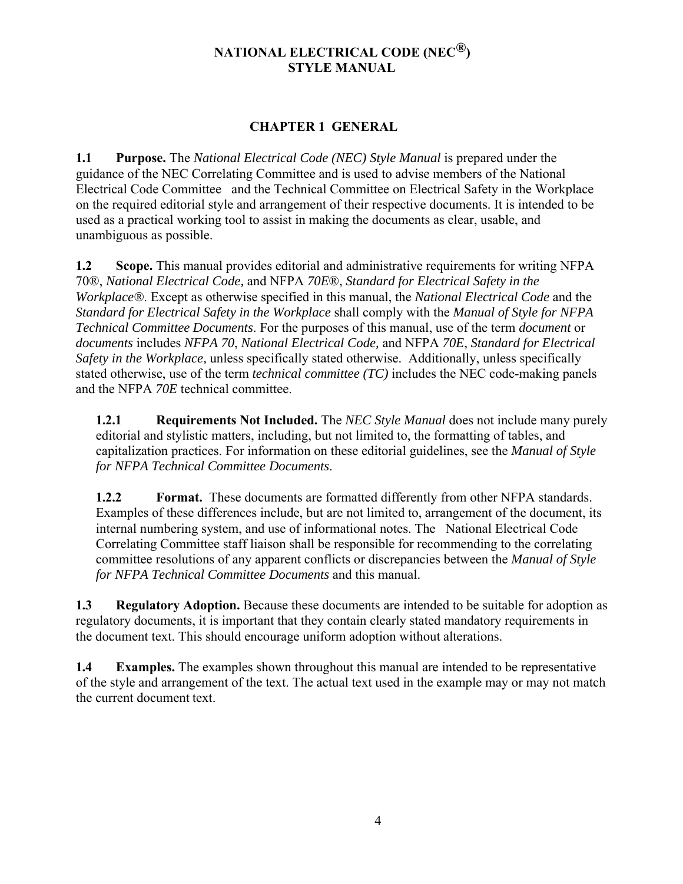# NATIONAL ELECTRICAL CODE (NEC®) STYLE MANUAL

## CHAPTER 1 GENERAL

**1.1 Purpose.** The *National Electrical Code (NEC) Style Manual* is prepared under the guidance of the NEC Correlating Committee and is used to advise members of the National Electrical Code Committee and the Technical Committee on Electrical Safety in the Workplace on the required editorial style and arrangement of their respective documents. It is intended to be used as a practical working tool to assist in making the documents as clear, usable, and unambiguous as possible.

**1.2 Scope.** This manual provides editorial and administrative requirements for writing NFPA 70®, *National Electrical Code,* and NFPA *70E*®, *Standard for Electrical Safety in the Workplace*®. Except as otherwise specified in this manual, the *National Electrical Code* and the *Standard for Electrical Safety in the Workplace* shall comply with the *Manual of Style for NFPA Technical Committee Documents*. For the purposes of this manual, use of the term *document* or *documents* includes *NFPA 70*, *National Electrical Code,* and NFPA *70E*, *Standard for Electrical Safety in the Workplace,* unless specifically stated otherwise. Additionally, unless specifically stated otherwise, use of the term *technical committee (TC)* includes the NEC code-making panels and the NFPA *70E* technical committee.

**1.2.1 Requirements Not Included.** The *NEC Style Manual* does not include many purely editorial and stylistic matters, including, but not limited to, the formatting of tables, and capitalization practices. For information on these editorial guidelines, see the *Manual of Style for NFPA Technical Committee Documents*.

**1.2.2 Format.** These documents are formatted differently from other NFPA standards. Examples of these differences include, but are not limited to, arrangement of the document, its internal numbering system, and use of informational notes. The National Electrical Code Correlating Committee staff liaison shall be responsible for recommending to the correlating committee resolutions of any apparent conflicts or discrepancies between the *Manual of Style for NFPA Technical Committee Documents* and this manual.

**1.3 Regulatory Adoption.** Because these documents are intended to be suitable for adoption as regulatory documents, it is important that they contain clearly stated mandatory requirements in the document text. This should encourage uniform adoption without alterations.

**1.4 Examples.** The examples shown throughout this manual are intended to be representative of the style and arrangement of the text. The actual text used in the example may or may not match the current document text.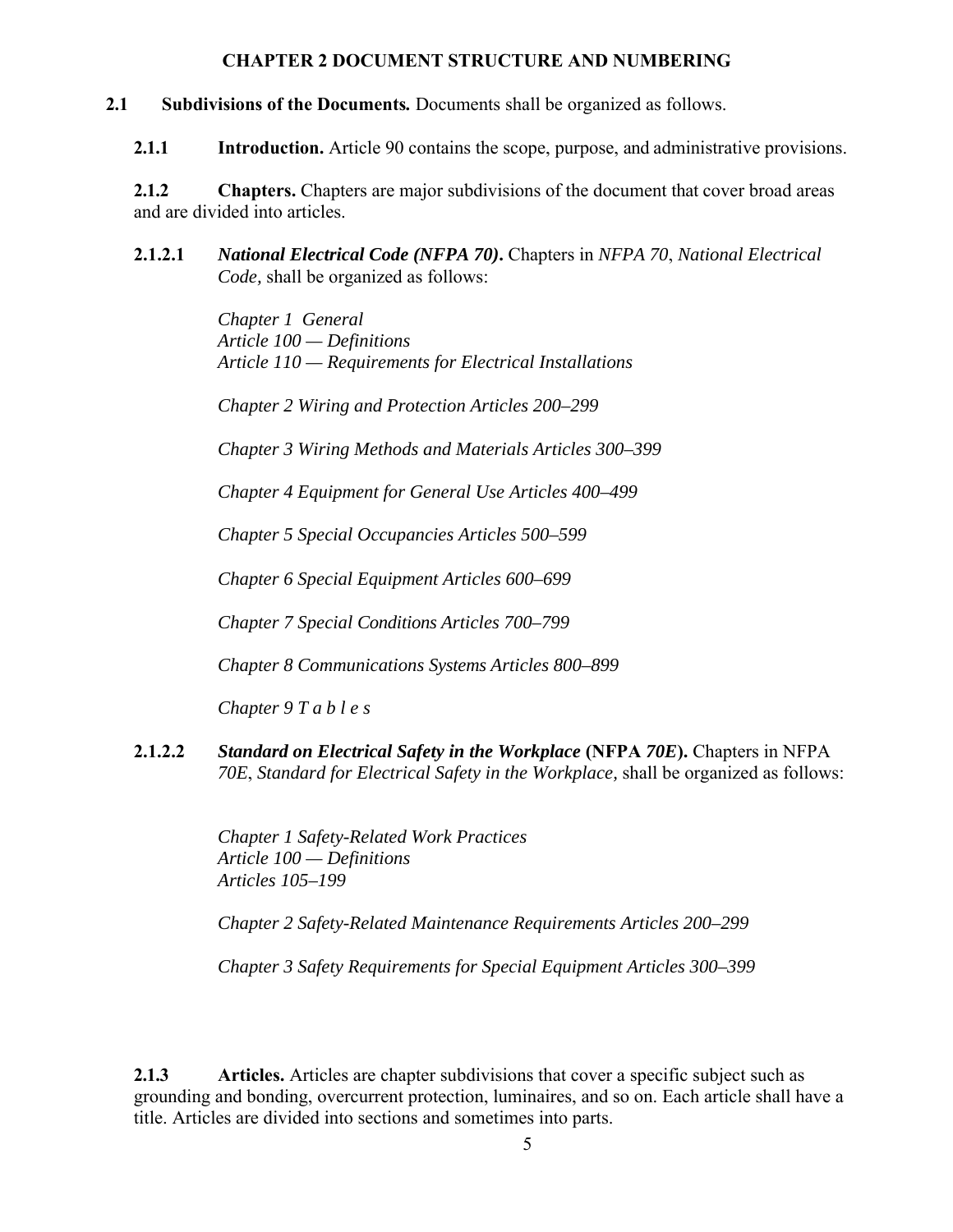# CHAPTER 2 DOCUMENT STRUCTURE AND NUMBERING

**2.1 Subdivisions of the Documents.** Documents shall be organized as follows.

**2.1.1 Introduction.** Article 90 contains the scope, purpose, and administrative provisions.

**2.1.2 Chapters.** Chapters are major subdivisions of the document that cover broad areas and are divided into articles.

**2.1.2.1** ***National Electrical Code (NFPA 70)*****.** Chapters in *NFPA 70*, *National Electrical Code,* shall be organized as follows:

*Chapter 1 General*
*Article 100 — Definitions*
*Article 110 — Requirements for Electrical Installations*

*Chapter 2 Wiring and Protection Articles 200–299*

*Chapter 3 Wiring Methods and Materials Articles 300–399*

*Chapter 4 Equipment for General Use Articles 400–499*

*Chapter 5 Special Occupancies Articles 500–599*

*Chapter 6 Special Equipment Articles 600–699*

*Chapter 7 Special Conditions Articles 700–799*

*Chapter 8 Communications Systems Articles 800–899*

*Chapter 9 T a b l e s*

**2.1.2.2** ***Standard on Electrical Safety in the Workplace*** **(NFPA *70E*).** Chapters in NFPA *70E*, *Standard for Electrical Safety in the Workplace,* shall be organized as follows:

*Chapter 1 Safety-Related Work Practices*
*Article 100 — Definitions*
*Articles 105–199*

*Chapter 2 Safety-Related Maintenance Requirements Articles 200–299*

*Chapter 3 Safety Requirements for Special Equipment Articles 300–399*

**2.1.3 Articles.** Articles are chapter subdivisions that cover a specific subject such as grounding and bonding, overcurrent protection, luminaires, and so on. Each article shall have a title. Articles are divided into sections and sometimes into parts.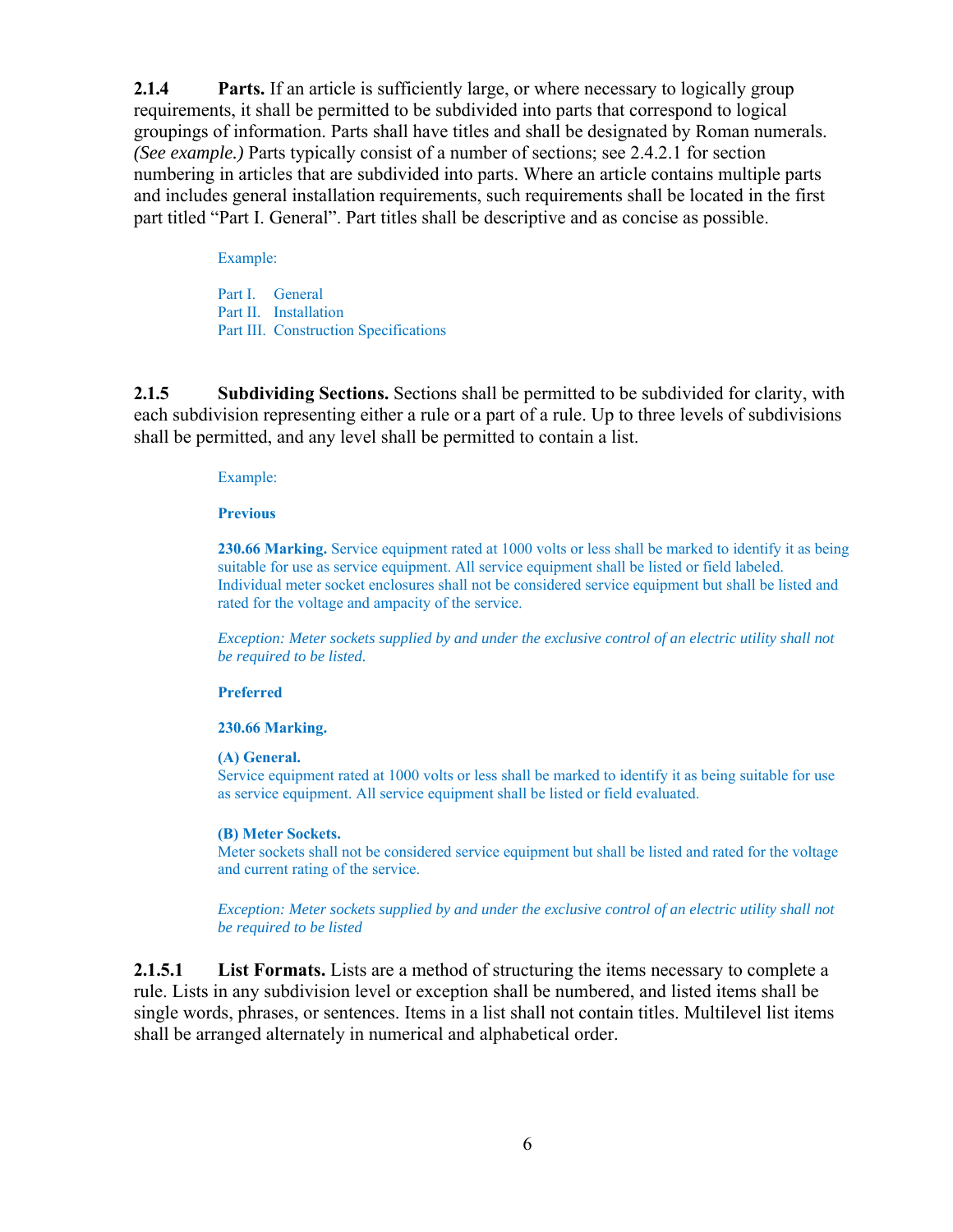**2.1.4 Parts.** If an article is sufficiently large, or where necessary to logically group requirements, it shall be permitted to be subdivided into parts that correspond to logical groupings of information. Parts shall have titles and shall be designated by Roman numerals. *(See example.)* Parts typically consist of a number of sections; see 2.4.2.1 for section numbering in articles that are subdivided into parts. Where an article contains multiple parts and includes general installation requirements, such requirements shall be located in the first part titled "Part I. General". Part titles shall be descriptive and as concise as possible.

> Example:
>
> Part I. General
> Part II. Installation
> Part III. Construction Specifications

**2.1.5 Subdividing Sections.** Sections shall be permitted to be subdivided for clarity, with each subdivision representing either a rule or a part of a rule. Up to three levels of subdivisions shall be permitted, and any level shall be permitted to contain a list.

> Example:
>
> **Previous**
>
> **230.66 Marking.** Service equipment rated at 1000 volts or less shall be marked to identify it as being suitable for use as service equipment. All service equipment shall be listed or field labeled. Individual meter socket enclosures shall not be considered service equipment but shall be listed and rated for the voltage and ampacity of the service.
>
> *Exception: Meter sockets supplied by and under the exclusive control of an electric utility shall not be required to be listed.*
>
> **Preferred**
>
> **230.66 Marking.**
>
> **(A) General.**
> Service equipment rated at 1000 volts or less shall be marked to identify it as being suitable for use as service equipment. All service equipment shall be listed or field evaluated.
>
> **(B) Meter Sockets.**
> Meter sockets shall not be considered service equipment but shall be listed and rated for the voltage and current rating of the service.
>
> *Exception: Meter sockets supplied by and under the exclusive control of an electric utility shall not be required to be listed*

**2.1.5.1 List Formats.** Lists are a method of structuring the items necessary to complete a rule. Lists in any subdivision level or exception shall be numbered, and listed items shall be single words, phrases, or sentences. Items in a list shall not contain titles. Multilevel list items shall be arranged alternately in numerical and alphabetical order.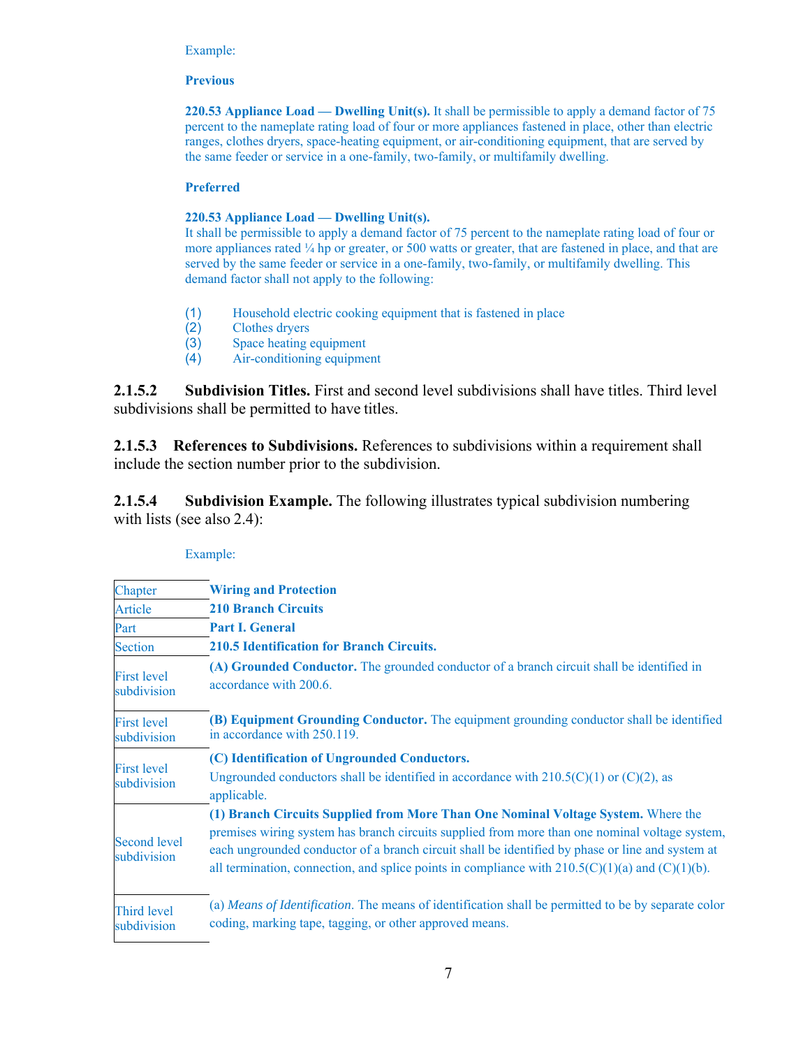Example:

**Previous**

**220.53 Appliance Load — Dwelling Unit(s).** It shall be permissible to apply a demand factor of 75 percent to the nameplate rating load of four or more appliances fastened in place, other than electric ranges, clothes dryers, space-heating equipment, or air-conditioning equipment, that are served by the same feeder or service in a one-family, two-family, or multifamily dwelling.

**Preferred**

**220.53 Appliance Load — Dwelling Unit(s).**
It shall be permissible to apply a demand factor of 75 percent to the nameplate rating load of four or more appliances rated ¼ hp or greater, or 500 watts or greater, that are fastened in place, and that are served by the same feeder or service in a one-family, two-family, or multifamily dwelling. This demand factor shall not apply to the following:

(1) Household electric cooking equipment that is fastened in place
(2) Clothes dryers
(3) Space heating equipment
(4) Air-conditioning equipment

**2.1.5.2 Subdivision Titles.** First and second level subdivisions shall have titles. Third level subdivisions shall be permitted to have titles.

**2.1.5.3 References to Subdivisions.** References to subdivisions within a requirement shall include the section number prior to the subdivision.

**2.1.5.4 Subdivision Example.** The following illustrates typical subdivision numbering with lists (see also 2.4):

Example:

| | |
|---|---|
| Chapter | **Wiring and Protection** |
| Article | **210 Branch Circuits** |
| Part | **Part I. General** |
| Section | **210.5 Identification for Branch Circuits.** |
| First level subdivision | **(A) Grounded Conductor.** The grounded conductor of a branch circuit shall be identified in accordance with 200.6. |
| First level subdivision | **(B) Equipment Grounding Conductor.** The equipment grounding conductor shall be identified in accordance with 250.119. |
| First level subdivision | **(C) Identification of Ungrounded Conductors.** Ungrounded conductors shall be identified in accordance with 210.5(C)(1) or (C)(2), as applicable. |
| Second level subdivision | **(1) Branch Circuits Supplied from More Than One Nominal Voltage System.** Where the premises wiring system has branch circuits supplied from more than one nominal voltage system, each ungrounded conductor of a branch circuit shall be identified by phase or line and system at all termination, connection, and splice points in compliance with 210.5(C)(1)(a) and (C)(1)(b). |
| Third level subdivision | (a) *Means of Identification.* The means of identification shall be permitted to be by separate color coding, marking tape, tagging, or other approved means. |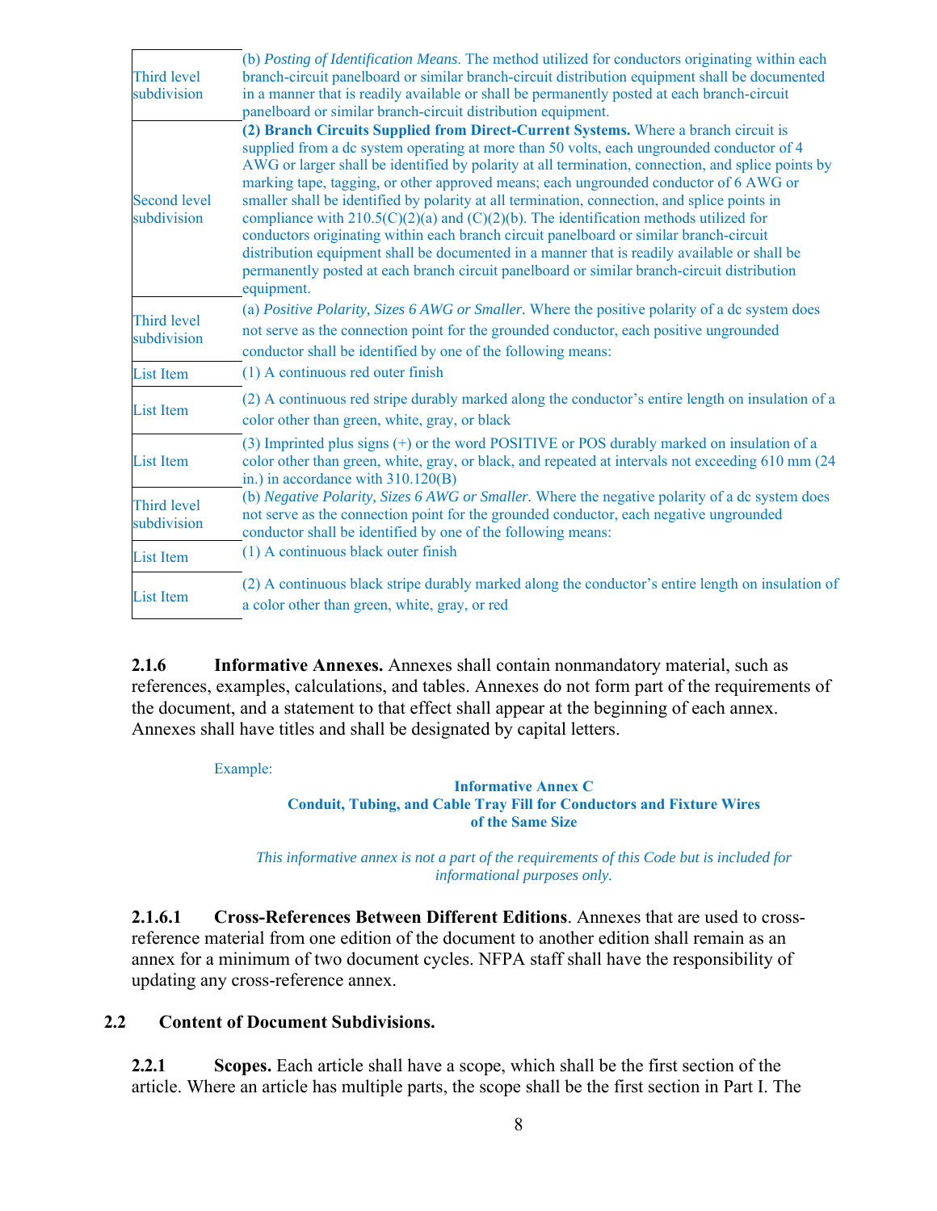| | |
|---|---|
| Third level subdivision | (b) *Posting of Identification Means.* The method utilized for conductors originating within each branch-circuit panelboard or similar branch-circuit distribution equipment shall be documented in a manner that is readily available or shall be permanently posted at each branch-circuit panelboard or similar branch-circuit distribution equipment. |
| Second level subdivision | **(2) Branch Circuits Supplied from Direct-Current Systems.** Where a branch circuit is supplied from a dc system operating at more than 50 volts, each ungrounded conductor of 4 AWG or larger shall be identified by polarity at all termination, connection, and splice points by marking tape, tagging, or other approved means; each ungrounded conductor of 6 AWG or smaller shall be identified by polarity at all termination, connection, and splice points in compliance with 210.5(C)(2)(a) and (C)(2)(b). The identification methods utilized for conductors originating within each branch circuit panelboard or similar branch-circuit distribution equipment shall be documented in a manner that is readily available or shall be permanently posted at each branch circuit panelboard or similar branch-circuit distribution equipment. |
| Third level subdivision | (a) *Positive Polarity, Sizes 6 AWG or Smaller.* Where the positive polarity of a dc system does not serve as the connection point for the grounded conductor, each positive ungrounded conductor shall be identified by one of the following means: |
| List Item | (1) A continuous red outer finish |
| List Item | (2) A continuous red stripe durably marked along the conductor's entire length on insulation of a color other than green, white, gray, or black |
| List Item | (3) Imprinted plus signs (+) or the word POSITIVE or POS durably marked on insulation of a color other than green, white, gray, or black, and repeated at intervals not exceeding 610 mm (24 in.) in accordance with 310.120(B) |
| Third level subdivision | (b) *Negative Polarity, Sizes 6 AWG or Smaller.* Where the negative polarity of a dc system does not serve as the connection point for the grounded conductor, each negative ungrounded conductor shall be identified by one of the following means: |
| List Item | (1) A continuous black outer finish |
| List Item | (2) A continuous black stripe durably marked along the conductor's entire length on insulation of a color other than green, white, gray, or red |

**2.1.6 Informative Annexes.** Annexes shall contain nonmandatory material, such as references, examples, calculations, and tables. Annexes do not form part of the requirements of the document, and a statement to that effect shall appear at the beginning of each annex. Annexes shall have titles and shall be designated by capital letters.

Example:

**Informative Annex C**
**Conduit, Tubing, and Cable Tray Fill for Conductors and Fixture Wires of the Same Size**

*This informative annex is not a part of the requirements of this Code but is included for informational purposes only.*

**2.1.6.1 Cross-References Between Different Editions**. Annexes that are used to cross-reference material from one edition of the document to another edition shall remain as an annex for a minimum of two document cycles. NFPA staff shall have the responsibility of updating any cross-reference annex.

## 2.2 Content of Document Subdivisions.

**2.2.1 Scopes.** Each article shall have a scope, which shall be the first section of the article. Where an article has multiple parts, the scope shall be the first section in Part I. The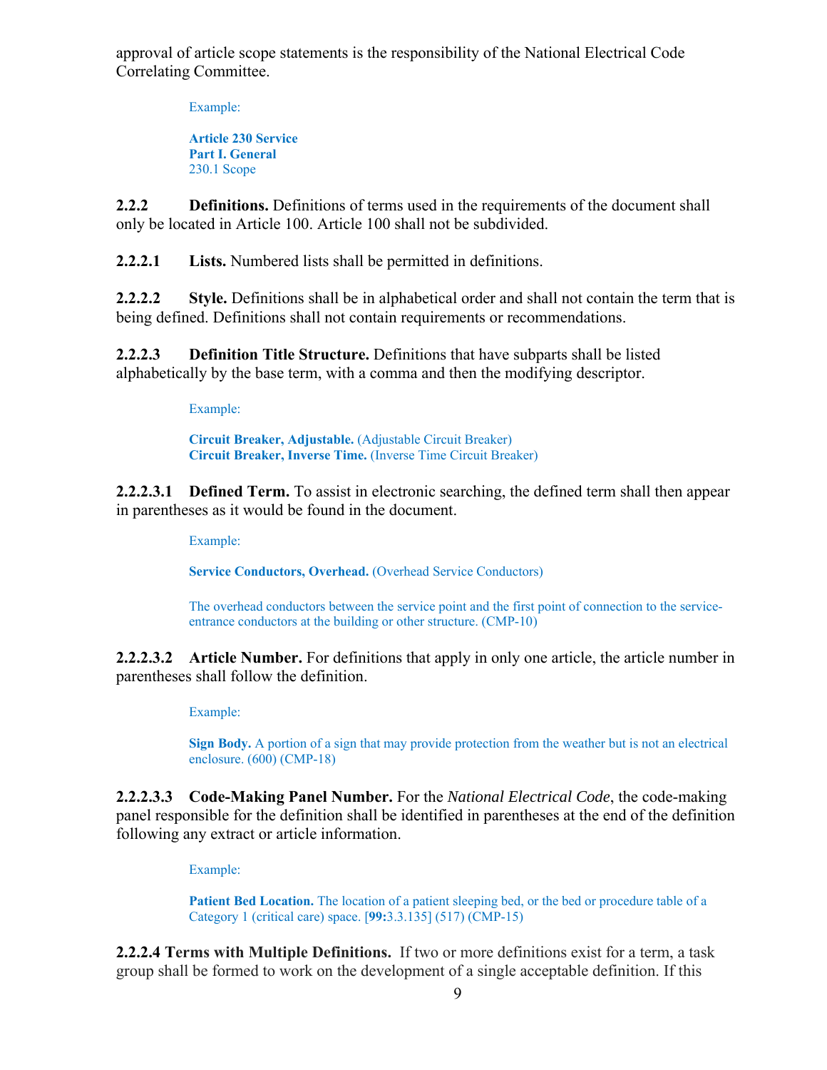approval of article scope statements is the responsibility of the National Electrical Code Correlating Committee.

Example:

**Article 230 Service**
**Part I. General**
230.1 Scope

**2.2.2 Definitions.** Definitions of terms used in the requirements of the document shall only be located in Article 100. Article 100 shall not be subdivided.

**2.2.2.1 Lists.** Numbered lists shall be permitted in definitions.

**2.2.2.2 Style.** Definitions shall be in alphabetical order and shall not contain the term that is being defined. Definitions shall not contain requirements or recommendations.

**2.2.2.3 Definition Title Structure.** Definitions that have subparts shall be listed alphabetically by the base term, with a comma and then the modifying descriptor.

Example:

**Circuit Breaker, Adjustable.** (Adjustable Circuit Breaker)
**Circuit Breaker, Inverse Time.** (Inverse Time Circuit Breaker)

**2.2.2.3.1 Defined Term.** To assist in electronic searching, the defined term shall then appear in parentheses as it would be found in the document.

Example:

**Service Conductors, Overhead.** (Overhead Service Conductors)

The overhead conductors between the service point and the first point of connection to the service-entrance conductors at the building or other structure. (CMP-10)

**2.2.2.3.2 Article Number.** For definitions that apply in only one article, the article number in parentheses shall follow the definition.

Example:

**Sign Body.** A portion of a sign that may provide protection from the weather but is not an electrical enclosure. (600) (CMP-18)

**2.2.2.3.3 Code-Making Panel Number.** For the *National Electrical Code*, the code-making panel responsible for the definition shall be identified in parentheses at the end of the definition following any extract or article information.

Example:

**Patient Bed Location.** The location of a patient sleeping bed, or the bed or procedure table of a Category 1 (critical care) space. [**99:**3.3.135] (517) (CMP-15)

**2.2.2.4 Terms with Multiple Definitions.** If two or more definitions exist for a term, a task group shall be formed to work on the development of a single acceptable definition. If this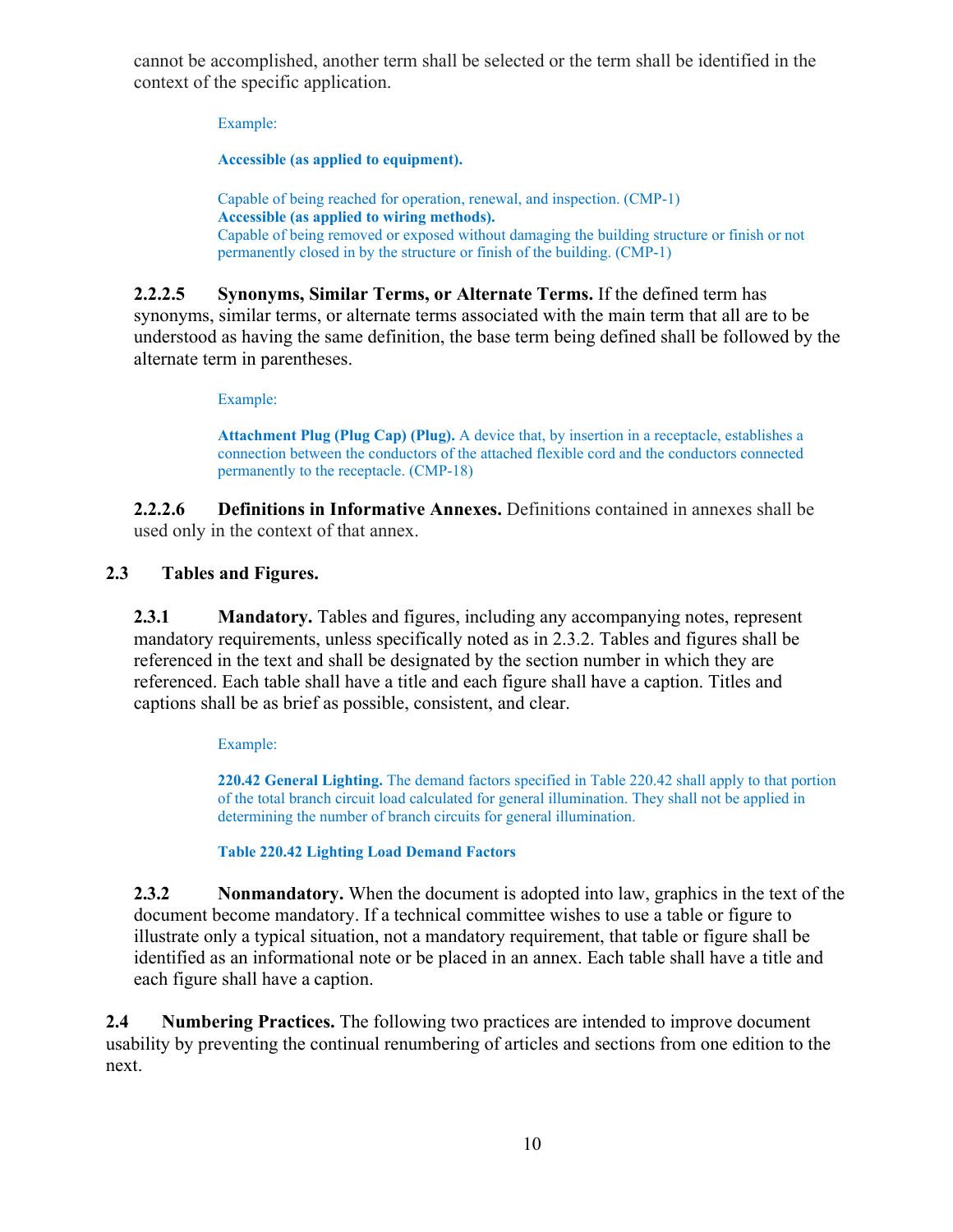cannot be accomplished, another term shall be selected or the term shall be identified in the context of the specific application.

> Example:
>
> **Accessible (as applied to equipment).**
>
> Capable of being reached for operation, renewal, and inspection. (CMP-1)
> **Accessible (as applied to wiring methods).**
> Capable of being removed or exposed without damaging the building structure or finish or not permanently closed in by the structure or finish of the building. (CMP-1)

**2.2.2.5 Synonyms, Similar Terms, or Alternate Terms.** If the defined term has synonyms, similar terms, or alternate terms associated with the main term that all are to be understood as having the same definition, the base term being defined shall be followed by the alternate term in parentheses.

> Example:
>
> **Attachment Plug (Plug Cap) (Plug).** A device that, by insertion in a receptacle, establishes a connection between the conductors of the attached flexible cord and the conductors connected permanently to the receptacle. (CMP-18)

**2.2.2.6 Definitions in Informative Annexes.** Definitions contained in annexes shall be used only in the context of that annex.

## 2.3 Tables and Figures.

**2.3.1 Mandatory.** Tables and figures, including any accompanying notes, represent mandatory requirements, unless specifically noted as in 2.3.2. Tables and figures shall be referenced in the text and shall be designated by the section number in which they are referenced. Each table shall have a title and each figure shall have a caption. Titles and captions shall be as brief as possible, consistent, and clear.

> Example:
>
> **220.42 General Lighting.** The demand factors specified in Table 220.42 shall apply to that portion of the total branch circuit load calculated for general illumination. They shall not be applied in determining the number of branch circuits for general illumination.
>
> **Table 220.42 Lighting Load Demand Factors**

**2.3.2 Nonmandatory.** When the document is adopted into law, graphics in the text of the document become mandatory. If a technical committee wishes to use a table or figure to illustrate only a typical situation, not a mandatory requirement, that table or figure shall be identified as an informational note or be placed in an annex. Each table shall have a title and each figure shall have a caption.

**2.4 Numbering Practices.** The following two practices are intended to improve document usability by preventing the continual renumbering of articles and sections from one edition to the next.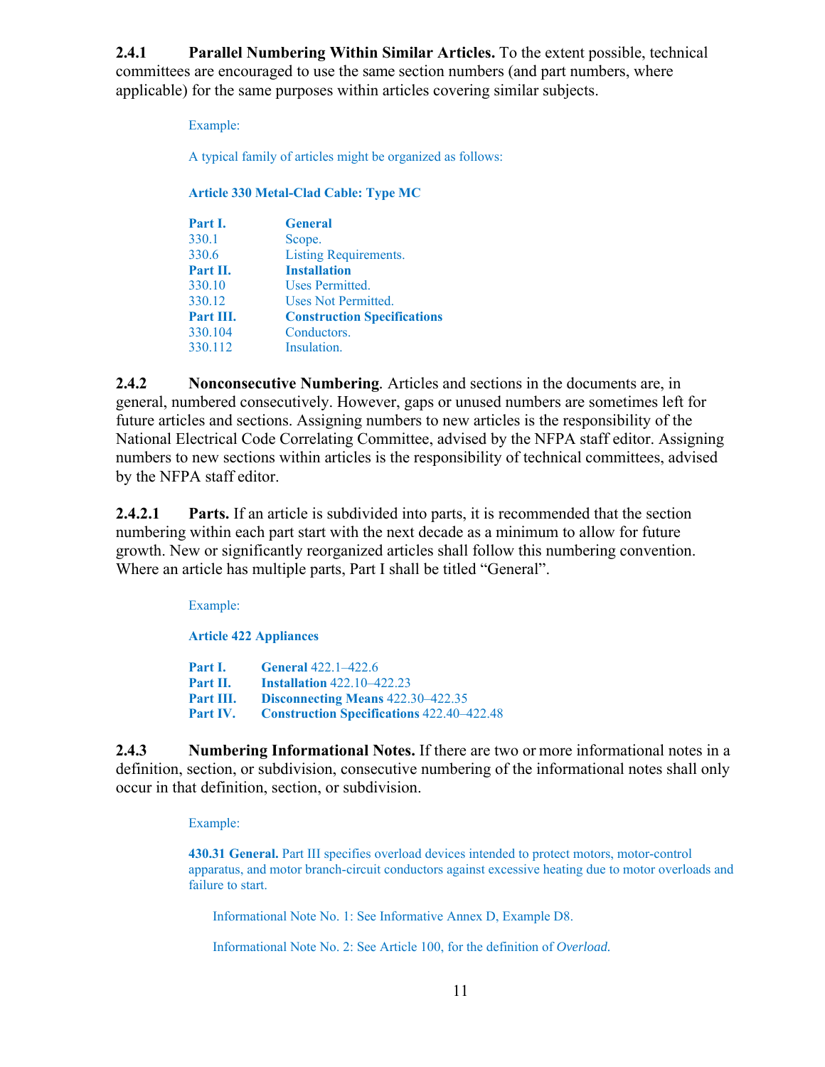**2.4.1 Parallel Numbering Within Similar Articles.** To the extent possible, technical committees are encouraged to use the same section numbers (and part numbers, where applicable) for the same purposes within articles covering similar subjects.

Example:

A typical family of articles might be organized as follows:

**Article 330 Metal-Clad Cable: Type MC**

| | |
|---|---|
| **Part I.** | **General** |
| 330.1 | Scope. |
| 330.6 | Listing Requirements. |
| **Part II.** | **Installation** |
| 330.10 | Uses Permitted. |
| 330.12 | Uses Not Permitted. |
| **Part III.** | **Construction Specifications** |
| 330.104 | Conductors. |
| 330.112 | Insulation. |

**2.4.2 Nonconsecutive Numbering**. Articles and sections in the documents are, in general, numbered consecutively. However, gaps or unused numbers are sometimes left for future articles and sections. Assigning numbers to new articles is the responsibility of the National Electrical Code Correlating Committee, advised by the NFPA staff editor. Assigning numbers to new sections within articles is the responsibility of technical committees, advised by the NFPA staff editor.

**2.4.2.1 Parts.** If an article is subdivided into parts, it is recommended that the section numbering within each part start with the next decade as a minimum to allow for future growth. New or significantly reorganized articles shall follow this numbering convention. Where an article has multiple parts, Part I shall be titled "General".

Example:

**Article 422 Appliances**

| | |
|---|---|
| **Part I.** | **General** 422.1–422.6 |
| **Part II.** | **Installation** 422.10–422.23 |
| **Part III.** | **Disconnecting Means** 422.30–422.35 |
| **Part IV.** | **Construction Specifications** 422.40–422.48 |

**2.4.3 Numbering Informational Notes.** If there are two or more informational notes in a definition, section, or subdivision, consecutive numbering of the informational notes shall only occur in that definition, section, or subdivision.

Example:

**430.31 General.** Part III specifies overload devices intended to protect motors, motor-control apparatus, and motor branch-circuit conductors against excessive heating due to motor overloads and failure to start.

Informational Note No. 1: See Informative Annex D, Example D8.

Informational Note No. 2: See Article 100, for the definition of *Overload.*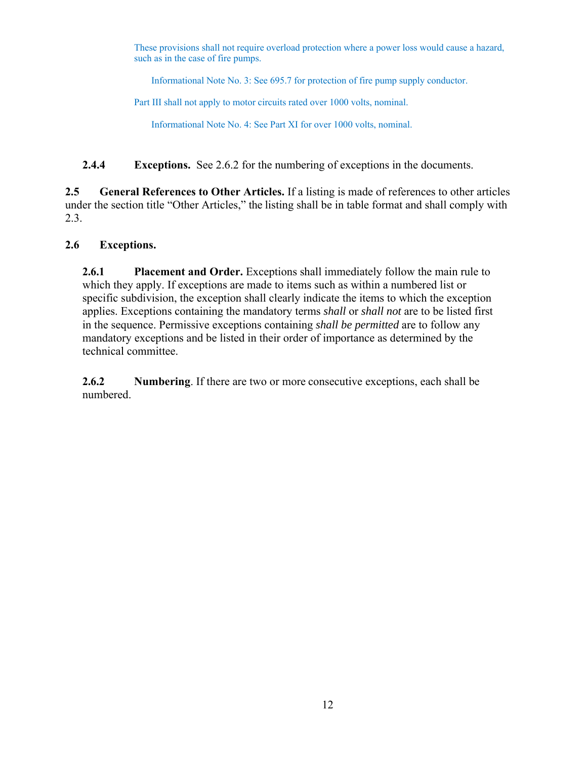These provisions shall not require overload protection where a power loss would cause a hazard, such as in the case of fire pumps.

> Informational Note No. 3: See 695.7 for protection of fire pump supply conductor.

Part III shall not apply to motor circuits rated over 1000 volts, nominal.

> Informational Note No. 4: See Part XI for over 1000 volts, nominal.

**2.4.4 Exceptions.** See 2.6.2 for the numbering of exceptions in the documents.

**2.5 General References to Other Articles.** If a listing is made of references to other articles under the section title "Other Articles," the listing shall be in table format and shall comply with 2.3.

## 2.6 Exceptions.

**2.6.1 Placement and Order.** Exceptions shall immediately follow the main rule to which they apply. If exceptions are made to items such as within a numbered list or specific subdivision, the exception shall clearly indicate the items to which the exception applies. Exceptions containing the mandatory terms *shall* or *shall not* are to be listed first in the sequence. Permissive exceptions containing *shall be permitted* are to follow any mandatory exceptions and be listed in their order of importance as determined by the technical committee.

**2.6.2 Numbering**. If there are two or more consecutive exceptions, each shall be numbered.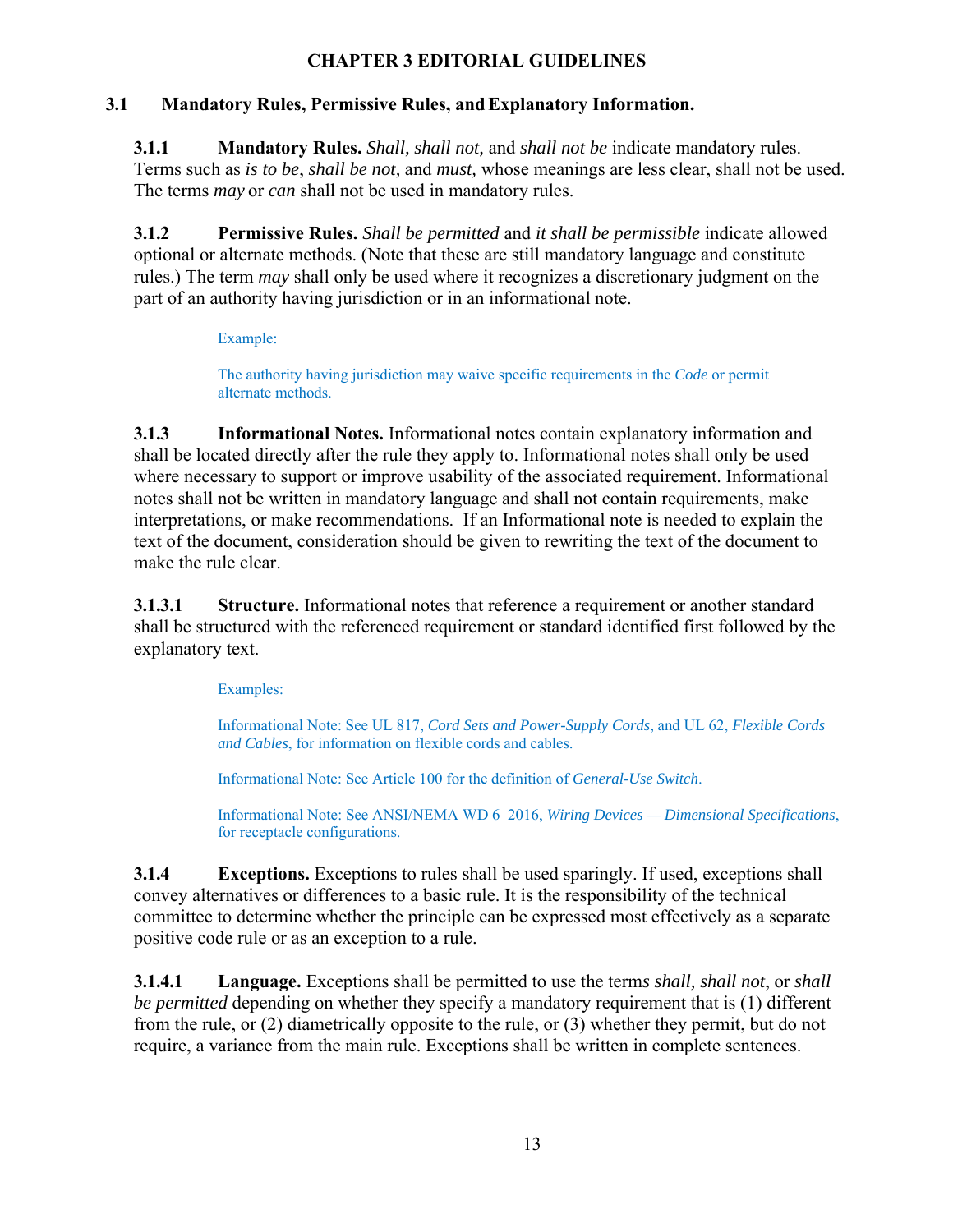# CHAPTER 3 EDITORIAL GUIDELINES

## 3.1 Mandatory Rules, Permissive Rules, and Explanatory Information.

**3.1.1 Mandatory Rules.** *Shall, shall not,* and *shall not be* indicate mandatory rules. Terms such as *is to be*, *shall be not,* and *must,* whose meanings are less clear, shall not be used. The terms *may* or *can* shall not be used in mandatory rules.

**3.1.2 Permissive Rules.** *Shall be permitted* and *it shall be permissible* indicate allowed optional or alternate methods. (Note that these are still mandatory language and constitute rules.) The term *may* shall only be used where it recognizes a discretionary judgment on the part of an authority having jurisdiction or in an informational note.

> Example:
>
> The authority having jurisdiction may waive specific requirements in the *Code* or permit alternate methods.

**3.1.3 Informational Notes.** Informational notes contain explanatory information and shall be located directly after the rule they apply to. Informational notes shall only be used where necessary to support or improve usability of the associated requirement. Informational notes shall not be written in mandatory language and shall not contain requirements, make interpretations, or make recommendations. If an Informational note is needed to explain the text of the document, consideration should be given to rewriting the text of the document to make the rule clear.

**3.1.3.1 Structure.** Informational notes that reference a requirement or another standard shall be structured with the referenced requirement or standard identified first followed by the explanatory text.

> Examples:
>
> Informational Note: See UL 817, *Cord Sets and Power-Supply Cords*, and UL 62, *Flexible Cords and Cables*, for information on flexible cords and cables.
>
> Informational Note: See Article 100 for the definition of *General-Use Switch*.
>
> Informational Note: See ANSI/NEMA WD 6–2016, *Wiring Devices — Dimensional Specifications*, for receptacle configurations.

**3.1.4 Exceptions.** Exceptions to rules shall be used sparingly. If used, exceptions shall convey alternatives or differences to a basic rule. It is the responsibility of the technical committee to determine whether the principle can be expressed most effectively as a separate positive code rule or as an exception to a rule.

**3.1.4.1 Language.** Exceptions shall be permitted to use the terms *shall, shall not*, or *shall be permitted* depending on whether they specify a mandatory requirement that is (1) different from the rule, or (2) diametrically opposite to the rule, or (3) whether they permit, but do not require, a variance from the main rule. Exceptions shall be written in complete sentences.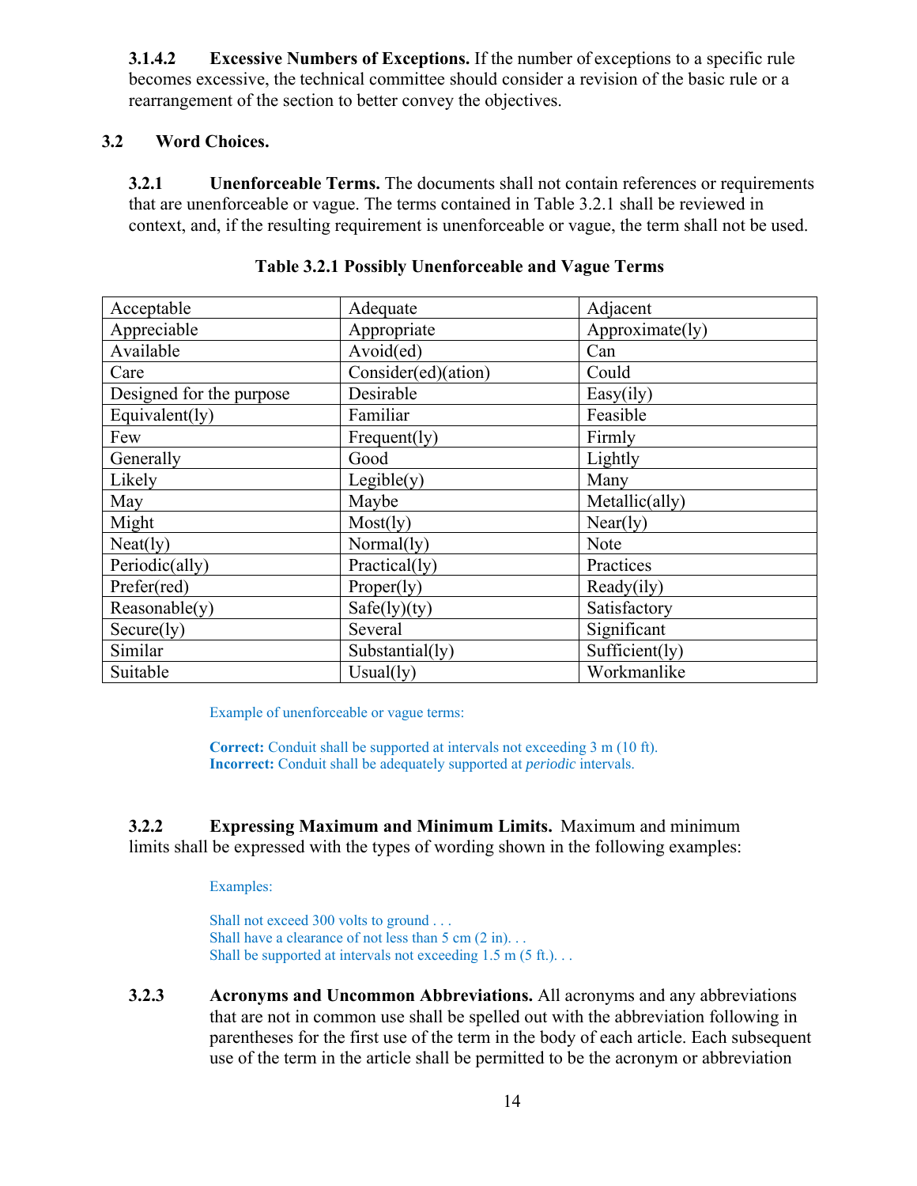**3.1.4.2 Excessive Numbers of Exceptions.** If the number of exceptions to a specific rule becomes excessive, the technical committee should consider a revision of the basic rule or a rearrangement of the section to better convey the objectives.

## 3.2 Word Choices.

**3.2.1 Unenforceable Terms.** The documents shall not contain references or requirements that are unenforceable or vague. The terms contained in Table 3.2.1 shall be reviewed in context, and, if the resulting requirement is unenforceable or vague, the term shall not be used.

**Table 3.2.1 Possibly Unenforceable and Vague Terms**

| | | |
|---|---|---|
| Acceptable | Adequate | Adjacent |
| Appreciable | Appropriate | Approximate(ly) |
| Available | Avoid(ed) | Can |
| Care | Consider(ed)(ation) | Could |
| Designed for the purpose | Desirable | Easy(ily) |
| Equivalent(ly) | Familiar | Feasible |
| Few | Frequent(ly) | Firmly |
| Generally | Good | Lightly |
| Likely | Legible(y) | Many |
| May | Maybe | Metallic(ally) |
| Might | Most(ly) | Near(ly) |
| Neat(ly) | Normal(ly) | Note |
| Periodic(ally) | Practical(ly) | Practices |
| Prefer(red) | Proper(ly) | Ready(ily) |
| Reasonable(y) | Safe(ly)(ty) | Satisfactory |
| Secure(ly) | Several | Significant |
| Similar | Substantial(ly) | Sufficient(ly) |
| Suitable | Usual(ly) | Workmanlike |

Example of unenforceable or vague terms:

**Correct:** Conduit shall be supported at intervals not exceeding 3 m (10 ft).
**Incorrect:** Conduit shall be adequately supported at *periodic* intervals.

**3.2.2 Expressing Maximum and Minimum Limits.** Maximum and minimum limits shall be expressed with the types of wording shown in the following examples:

Examples:

Shall not exceed 300 volts to ground . . .
Shall have a clearance of not less than 5 cm (2 in). . .
Shall be supported at intervals not exceeding 1.5 m (5 ft.). . .

**3.2.3 Acronyms and Uncommon Abbreviations.** All acronyms and any abbreviations that are not in common use shall be spelled out with the abbreviation following in parentheses for the first use of the term in the body of each article. Each subsequent use of the term in the article shall be permitted to be the acronym or abbreviation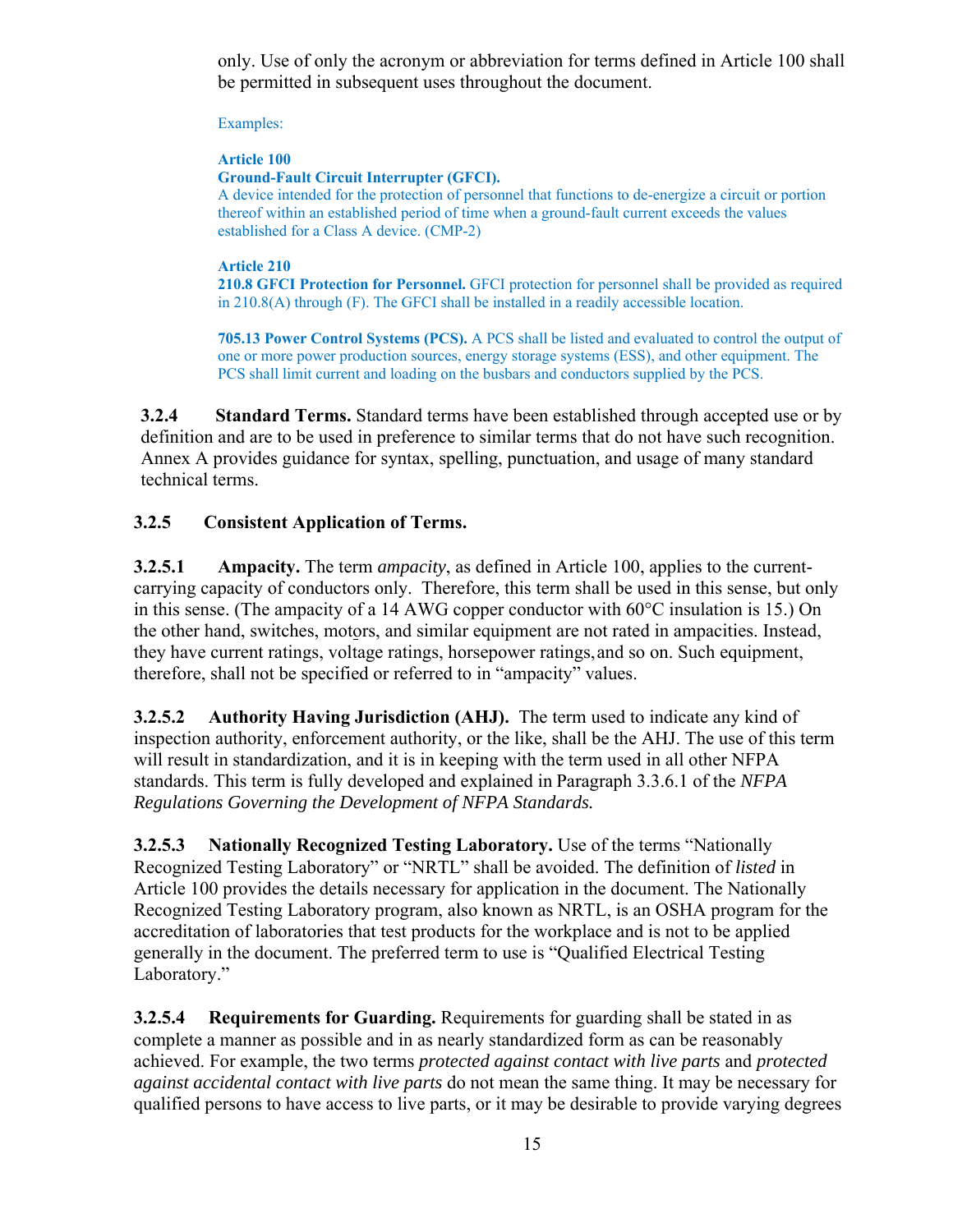only. Use of only the acronym or abbreviation for terms defined in Article 100 shall be permitted in subsequent uses throughout the document.

Examples:

**Article 100**
**Ground-Fault Circuit Interrupter (GFCI).**
A device intended for the protection of personnel that functions to de-energize a circuit or portion thereof within an established period of time when a ground-fault current exceeds the values established for a Class A device. (CMP-2)

**Article 210**
**210.8 GFCI Protection for Personnel.** GFCI protection for personnel shall be provided as required in 210.8(A) through (F). The GFCI shall be installed in a readily accessible location.

**705.13 Power Control Systems (PCS).** A PCS shall be listed and evaluated to control the output of one or more power production sources, energy storage systems (ESS), and other equipment. The PCS shall limit current and loading on the busbars and conductors supplied by the PCS.

**3.2.4 Standard Terms.** Standard terms have been established through accepted use or by definition and are to be used in preference to similar terms that do not have such recognition. Annex A provides guidance for syntax, spelling, punctuation, and usage of many standard technical terms.

**3.2.5 Consistent Application of Terms.**

**3.2.5.1 Ampacity.** The term *ampacity*, as defined in Article 100, applies to the current-carrying capacity of conductors only. Therefore, this term shall be used in this sense, but only in this sense. (The ampacity of a 14 AWG copper conductor with 60°C insulation is 15.) On the other hand, switches, motors, and similar equipment are not rated in ampacities. Instead, they have current ratings, voltage ratings, horsepower ratings, and so on. Such equipment, therefore, shall not be specified or referred to in “ampacity” values.

**3.2.5.2 Authority Having Jurisdiction (AHJ).** The term used to indicate any kind of inspection authority, enforcement authority, or the like, shall be the AHJ. The use of this term will result in standardization, and it is in keeping with the term used in all other NFPA standards. This term is fully developed and explained in Paragraph 3.3.6.1 of the *NFPA Regulations Governing the Development of NFPA Standards.*

**3.2.5.3 Nationally Recognized Testing Laboratory.** Use of the terms “Nationally Recognized Testing Laboratory” or “NRTL” shall be avoided. The definition of *listed* in Article 100 provides the details necessary for application in the document. The Nationally Recognized Testing Laboratory program, also known as NRTL, is an OSHA program for the accreditation of laboratories that test products for the workplace and is not to be applied generally in the document. The preferred term to use is “Qualified Electrical Testing Laboratory.”

**3.2.5.4 Requirements for Guarding.** Requirements for guarding shall be stated in as complete a manner as possible and in as nearly standardized form as can be reasonably achieved. For example, the two terms *protected against contact with live parts* and *protected against accidental contact with live parts* do not mean the same thing. It may be necessary for qualified persons to have access to live parts, or it may be desirable to provide varying degrees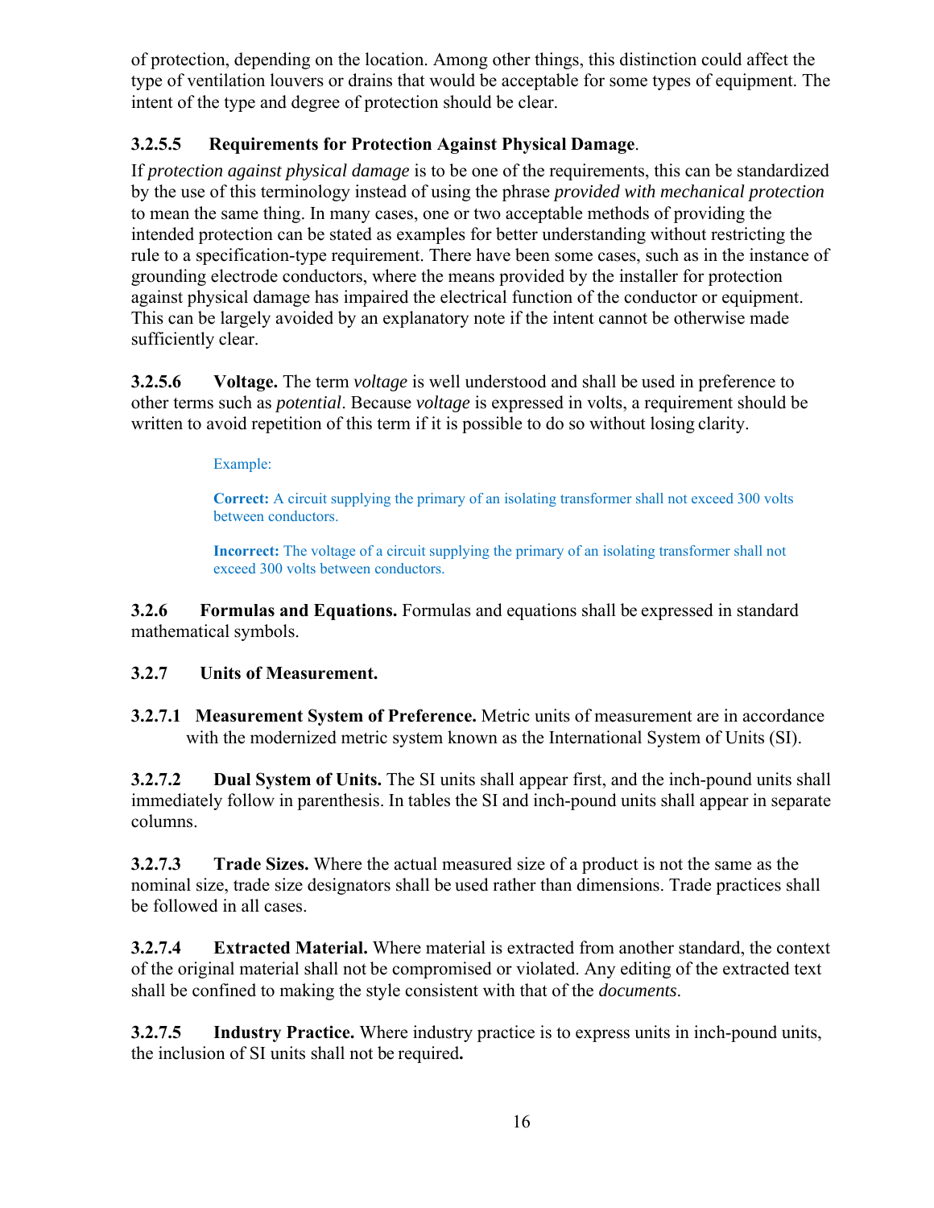of protection, depending on the location. Among other things, this distinction could affect the type of ventilation louvers or drains that would be acceptable for some types of equipment. The intent of the type and degree of protection should be clear.

#### 3.2.5.5 Requirements for Protection Against Physical Damage.

If *protection against physical damage* is to be one of the requirements, this can be standardized by the use of this terminology instead of using the phrase *provided with mechanical protection* to mean the same thing. In many cases, one or two acceptable methods of providing the intended protection can be stated as examples for better understanding without restricting the rule to a specification-type requirement. There have been some cases, such as in the instance of grounding electrode conductors, where the means provided by the installer for protection against physical damage has impaired the electrical function of the conductor or equipment. This can be largely avoided by an explanatory note if the intent cannot be otherwise made sufficiently clear.

**3.2.5.6 Voltage.** The term *voltage* is well understood and shall be used in preference to other terms such as *potential*. Because *voltage* is expressed in volts, a requirement should be written to avoid repetition of this term if it is possible to do so without losing clarity.

> Example:
>
> **Correct:** A circuit supplying the primary of an isolating transformer shall not exceed 300 volts between conductors.
>
> **Incorrect:** The voltage of a circuit supplying the primary of an isolating transformer shall not exceed 300 volts between conductors.

**3.2.6 Formulas and Equations.** Formulas and equations shall be expressed in standard mathematical symbols.

### 3.2.7 Units of Measurement.

**3.2.7.1 Measurement System of Preference.** Metric units of measurement are in accordance with the modernized metric system known as the International System of Units (SI).

**3.2.7.2 Dual System of Units.** The SI units shall appear first, and the inch-pound units shall immediately follow in parenthesis. In tables the SI and inch-pound units shall appear in separate columns.

**3.2.7.3 Trade Sizes.** Where the actual measured size of a product is not the same as the nominal size, trade size designators shall be used rather than dimensions. Trade practices shall be followed in all cases.

**3.2.7.4 Extracted Material.** Where material is extracted from another standard, the context of the original material shall not be compromised or violated. Any editing of the extracted text shall be confined to making the style consistent with that of the *documents*.

**3.2.7.5 Industry Practice.** Where industry practice is to express units in inch-pound units, the inclusion of SI units shall not be required**.**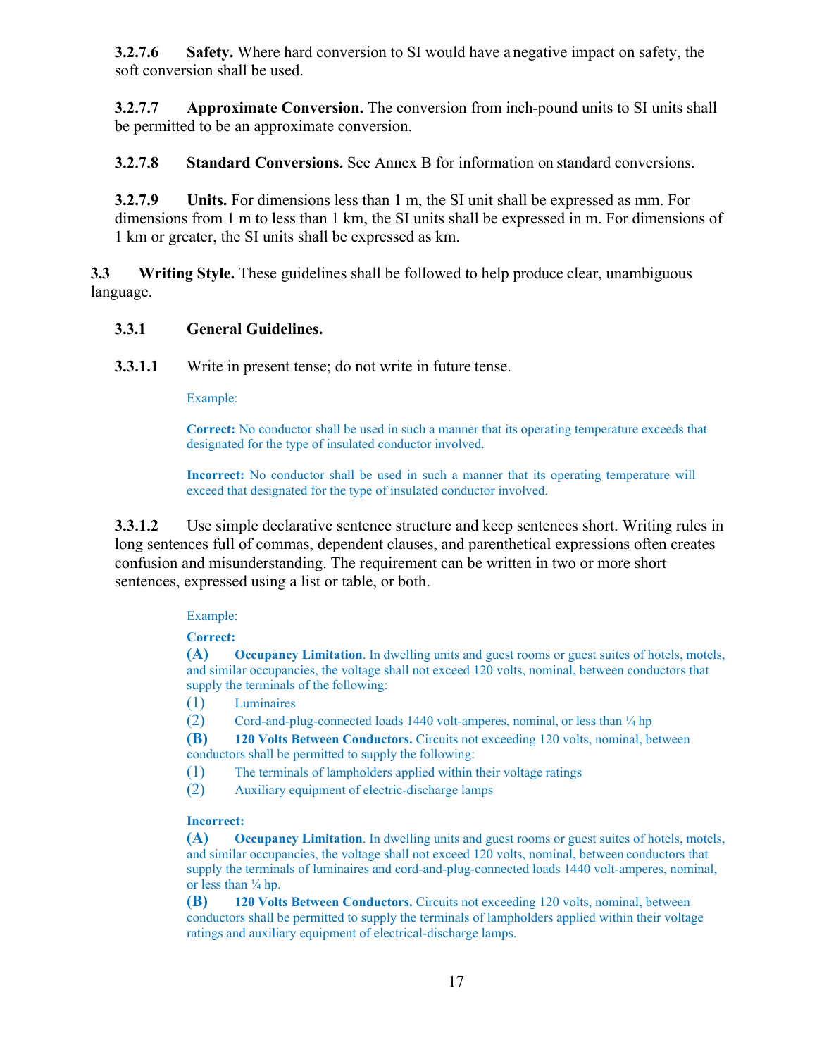**3.2.7.6 Safety.** Where hard conversion to SI would have a negative impact on safety, the soft conversion shall be used.

**3.2.7.7 Approximate Conversion.** The conversion from inch-pound units to SI units shall be permitted to be an approximate conversion.

**3.2.7.8 Standard Conversions.** See Annex B for information on standard conversions.

**3.2.7.9 Units.** For dimensions less than 1 m, the SI unit shall be expressed as mm. For dimensions from 1 m to less than 1 km, the SI units shall be expressed in m. For dimensions of 1 km or greater, the SI units shall be expressed as km.

## 3.3 Writing Style.

These guidelines shall be followed to help produce clear, unambiguous language.

### 3.3.1 General Guidelines.

**3.3.1.1** Write in present tense; do not write in future tense.

Example:

**Correct:** No conductor shall be used in such a manner that its operating temperature exceeds that designated for the type of insulated conductor involved.

**Incorrect:** No conductor shall be used in such a manner that its operating temperature will exceed that designated for the type of insulated conductor involved.

**3.3.1.2** Use simple declarative sentence structure and keep sentences short. Writing rules in long sentences full of commas, dependent clauses, and parenthetical expressions often creates confusion and misunderstanding. The requirement can be written in two or more short sentences, expressed using a list or table, or both.

Example:

**Correct:**

**(A) Occupancy Limitation**. In dwelling units and guest rooms or guest suites of hotels, motels, and similar occupancies, the voltage shall not exceed 120 volts, nominal, between conductors that supply the terminals of the following:

(1) Luminaires
(2) Cord-and-plug-connected loads 1440 volt-amperes, nominal, or less than ¼ hp

**(B) 120 Volts Between Conductors.** Circuits not exceeding 120 volts, nominal, between conductors shall be permitted to supply the following:

(1) The terminals of lampholders applied within their voltage ratings
(2) Auxiliary equipment of electric-discharge lamps

**Incorrect:**

**(A) Occupancy Limitation**. In dwelling units and guest rooms or guest suites of hotels, motels, and similar occupancies, the voltage shall not exceed 120 volts, nominal, between conductors that supply the terminals of luminaires and cord-and-plug-connected loads 1440 volt-amperes, nominal, or less than ¼ hp.

**(B) 120 Volts Between Conductors.** Circuits not exceeding 120 volts, nominal, between conductors shall be permitted to supply the terminals of lampholders applied within their voltage ratings and auxiliary equipment of electrical-discharge lamps.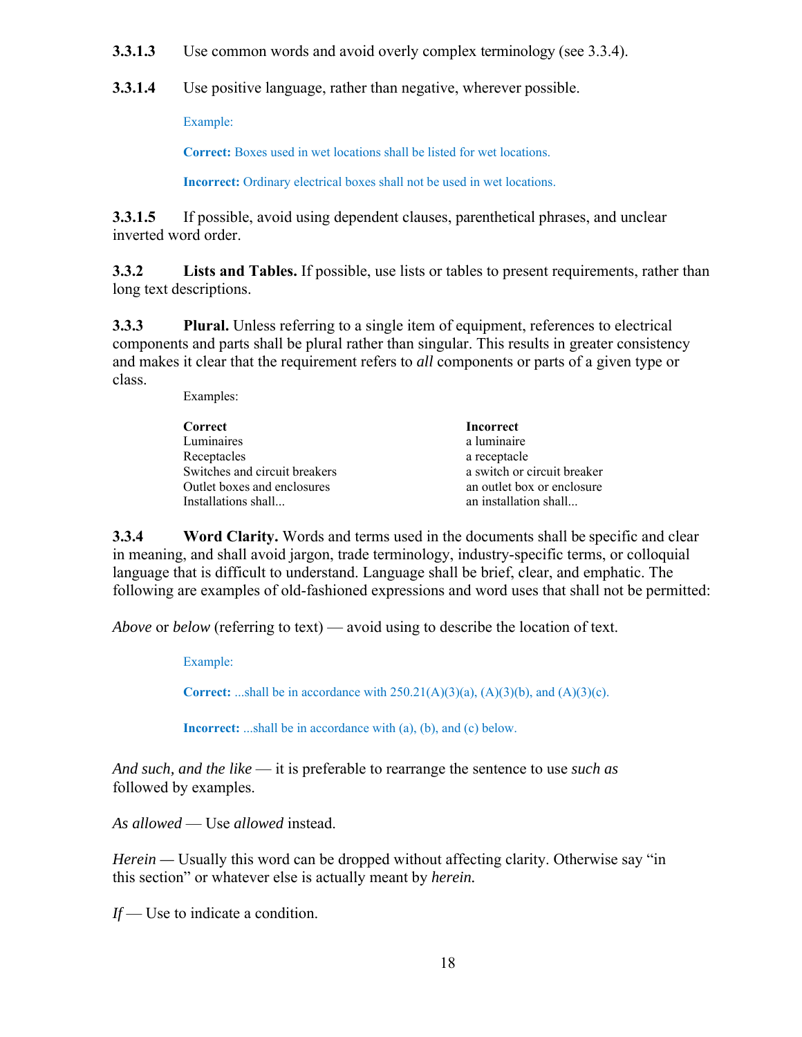**3.3.1.3** Use common words and avoid overly complex terminology (see 3.3.4).

**3.3.1.4** Use positive language, rather than negative, wherever possible.

Example:

**Correct:** Boxes used in wet locations shall be listed for wet locations.

**Incorrect:** Ordinary electrical boxes shall not be used in wet locations.

**3.3.1.5** If possible, avoid using dependent clauses, parenthetical phrases, and unclear inverted word order.

**3.3.2 Lists and Tables.** If possible, use lists or tables to present requirements, rather than long text descriptions.

**3.3.3 Plural.** Unless referring to a single item of equipment, references to electrical components and parts shall be plural rather than singular. This results in greater consistency and makes it clear that the requirement refers to *all* components or parts of a given type or class.

Examples:

| **Correct** | **Incorrect** |
|---|---|
| Luminaires | a luminaire |
| Receptacles | a receptacle |
| Switches and circuit breakers | a switch or circuit breaker |
| Outlet boxes and enclosures | an outlet box or enclosure |
| Installations shall... | an installation shall... |

**3.3.4 Word Clarity.** Words and terms used in the documents shall be specific and clear in meaning, and shall avoid jargon, trade terminology, industry-specific terms, or colloquial language that is difficult to understand. Language shall be brief, clear, and emphatic. The following are examples of old-fashioned expressions and word uses that shall not be permitted:

*Above* or *below* (referring to text) — avoid using to describe the location of text.

Example:

**Correct:** ...shall be in accordance with 250.21(A)(3)(a), (A)(3)(b), and (A)(3)(c).

**Incorrect:** ...shall be in accordance with (a), (b), and (c) below.

*And such, and the like* — it is preferable to rearrange the sentence to use *such as* followed by examples.

*As allowed* — Use *allowed* instead.

*Herein —* Usually this word can be dropped without affecting clarity. Otherwise say "in this section" or whatever else is actually meant by *herein.*

*If* — Use to indicate a condition.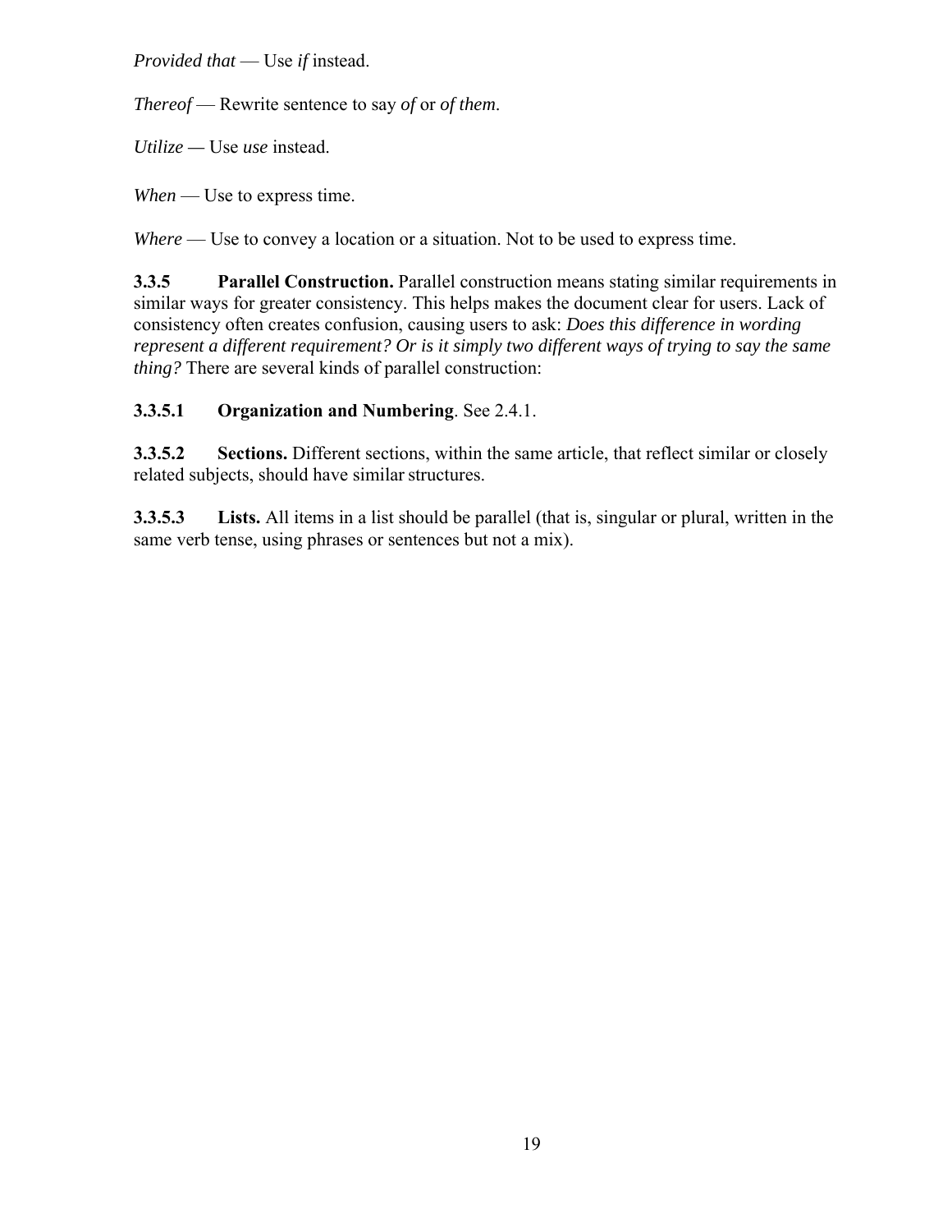*Provided that* — Use *if* instead.

*Thereof* — Rewrite sentence to say *of* or *of them*.

*Utilize* — Use *use* instead.

*When* — Use to express time.

*Where* — Use to convey a location or a situation. Not to be used to express time.

**3.3.5 Parallel Construction.** Parallel construction means stating similar requirements in similar ways for greater consistency. This helps makes the document clear for users. Lack of consistency often creates confusion, causing users to ask: *Does this difference in wording represent a different requirement? Or is it simply two different ways of trying to say the same thing?* There are several kinds of parallel construction:

**3.3.5.1 Organization and Numbering**. See 2.4.1.

**3.3.5.2 Sections.** Different sections, within the same article, that reflect similar or closely related subjects, should have similar structures.

**3.3.5.3 Lists.** All items in a list should be parallel (that is, singular or plural, written in the same verb tense, using phrases or sentences but not a mix).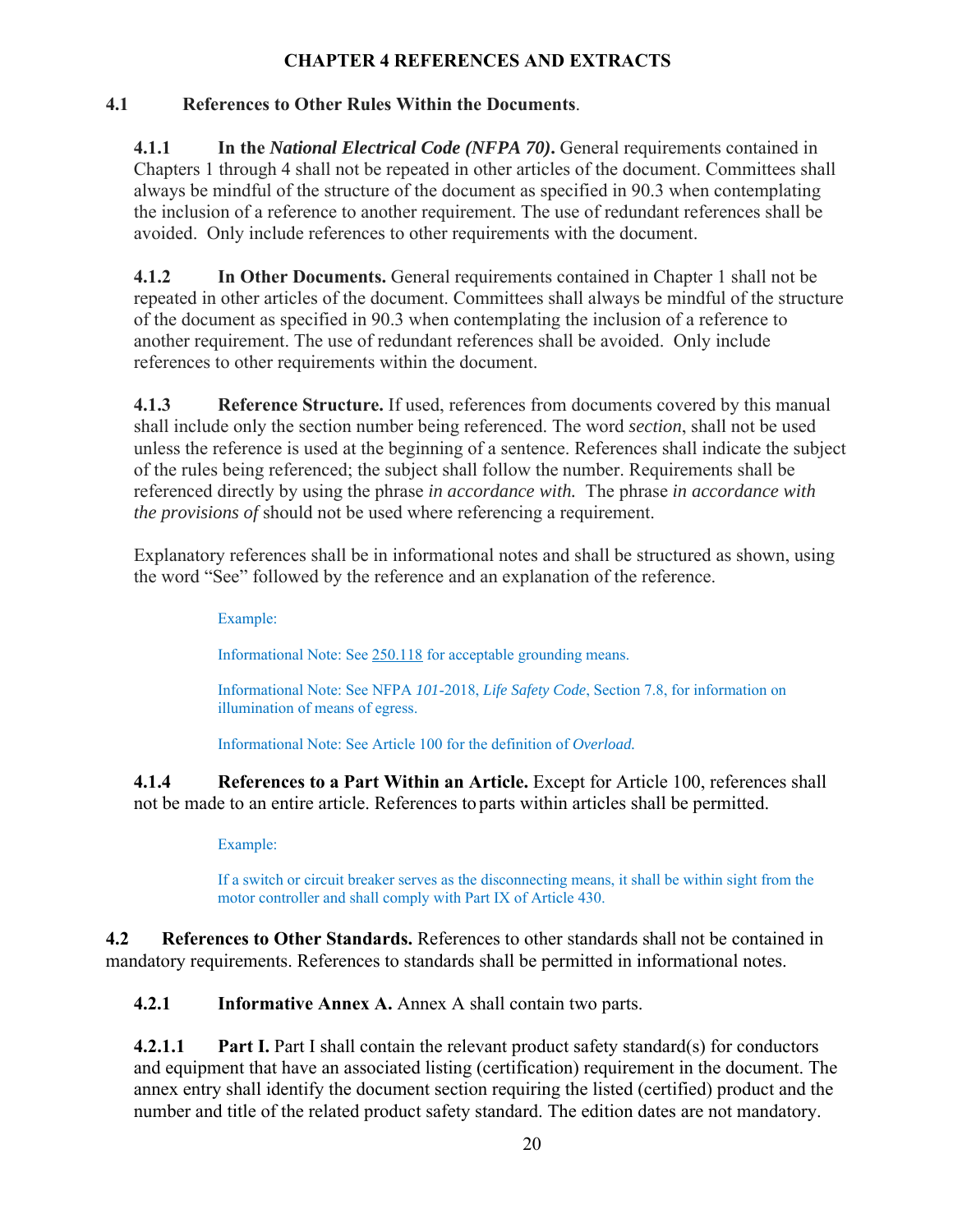# CHAPTER 4 REFERENCES AND EXTRACTS

## 4.1 References to Other Rules Within the Documents.

**4.1.1 In the *National Electrical Code (NFPA 70)*.** General requirements contained in Chapters 1 through 4 shall not be repeated in other articles of the document. Committees shall always be mindful of the structure of the document as specified in 90.3 when contemplating the inclusion of a reference to another requirement. The use of redundant references shall be avoided. Only include references to other requirements with the document.

**4.1.2 In Other Documents.** General requirements contained in Chapter 1 shall not be repeated in other articles of the document. Committees shall always be mindful of the structure of the document as specified in 90.3 when contemplating the inclusion of a reference to another requirement. The use of redundant references shall be avoided. Only include references to other requirements within the document.

**4.1.3 Reference Structure.** If used, references from documents covered by this manual shall include only the section number being referenced. The word *section*, shall not be used unless the reference is used at the beginning of a sentence. References shall indicate the subject of the rules being referenced; the subject shall follow the number. Requirements shall be referenced directly by using the phrase *in accordance with.* The phrase *in accordance with the provisions of* should not be used where referencing a requirement.

Explanatory references shall be in informational notes and shall be structured as shown, using the word "See" followed by the reference and an explanation of the reference.

Example:

Informational Note: See 250.118 for acceptable grounding means.

Informational Note: See NFPA *101*-2018, *Life Safety Code*, Section 7.8, for information on illumination of means of egress.

Informational Note: See Article 100 for the definition of *Overload.*

**4.1.4 References to a Part Within an Article.** Except for Article 100, references shall not be made to an entire article. References to parts within articles shall be permitted.

Example:

If a switch or circuit breaker serves as the disconnecting means, it shall be within sight from the motor controller and shall comply with Part IX of Article 430.

## 4.2 References to Other Standards.

References to other standards shall not be contained in mandatory requirements. References to standards shall be permitted in informational notes.

**4.2.1 Informative Annex A.** Annex A shall contain two parts.

**4.2.1.1 Part I.** Part I shall contain the relevant product safety standard(s) for conductors and equipment that have an associated listing (certification) requirement in the document. The annex entry shall identify the document section requiring the listed (certified) product and the number and title of the related product safety standard. The edition dates are not mandatory.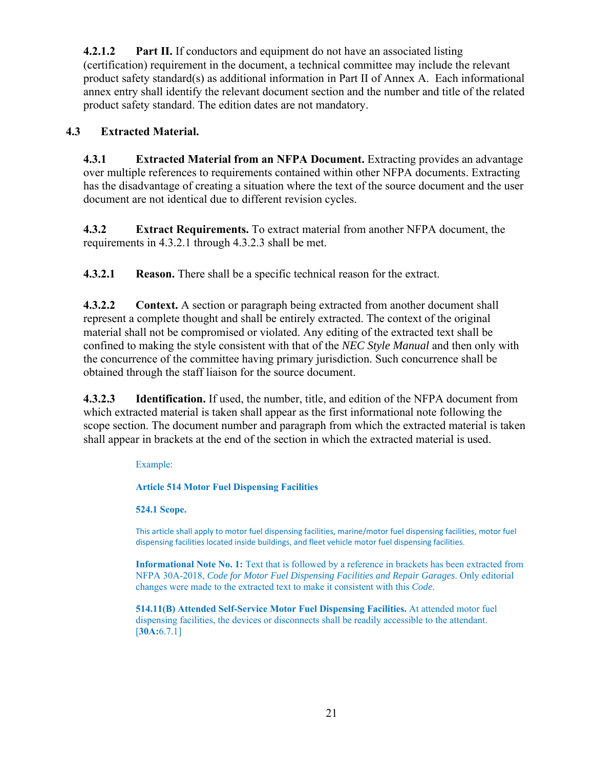**4.2.1.2 Part II.** If conductors and equipment do not have an associated listing (certification) requirement in the document, a technical committee may include the relevant product safety standard(s) as additional information in Part II of Annex A. Each informational annex entry shall identify the relevant document section and the number and title of the related product safety standard. The edition dates are not mandatory.

### 4.3 Extracted Material.

**4.3.1 Extracted Material from an NFPA Document.** Extracting provides an advantage over multiple references to requirements contained within other NFPA documents. Extracting has the disadvantage of creating a situation where the text of the source document and the user document are not identical due to different revision cycles.

**4.3.2 Extract Requirements.** To extract material from another NFPA document, the requirements in 4.3.2.1 through 4.3.2.3 shall be met.

**4.3.2.1 Reason.** There shall be a specific technical reason for the extract.

**4.3.2.2 Context.** A section or paragraph being extracted from another document shall represent a complete thought and shall be entirely extracted. The context of the original material shall not be compromised or violated. Any editing of the extracted text shall be confined to making the style consistent with that of the *NEC Style Manual* and then only with the concurrence of the committee having primary jurisdiction. Such concurrence shall be obtained through the staff liaison for the source document.

**4.3.2.3 Identification.** If used, the number, title, and edition of the NFPA document from which extracted material is taken shall appear as the first informational note following the scope section. The document number and paragraph from which the extracted material is taken shall appear in brackets at the end of the section in which the extracted material is used.

Example:

**Article 514 Motor Fuel Dispensing Facilities**

**524.1 Scope.**

This article shall apply to motor fuel dispensing facilities, marine/motor fuel dispensing facilities, motor fuel dispensing facilities located inside buildings, and fleet vehicle motor fuel dispensing facilities.

**Informational Note No. 1:** Text that is followed by a reference in brackets has been extracted from NFPA 30A-2018, *Code for Motor Fuel Dispensing Facilities and Repair Garages*. Only editorial changes were made to the extracted text to make it consistent with this *Code*.

**514.11(B) Attended Self-Service Motor Fuel Dispensing Facilities.** At attended motor fuel dispensing facilities, the devices or disconnects shall be readily accessible to the attendant. [**30A:**6.7.1]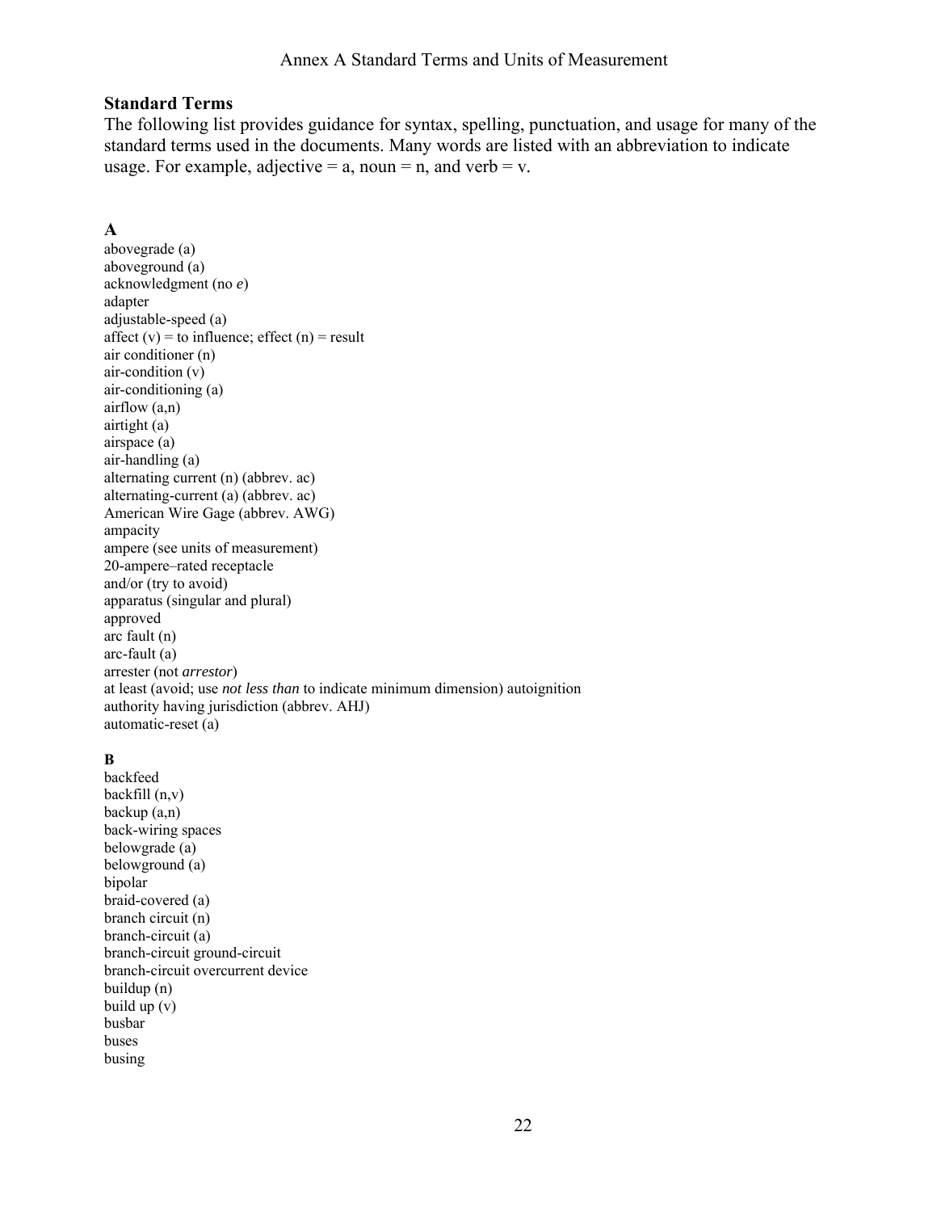# Annex A Standard Terms and Units of Measurement

## Standard Terms

The following list provides guidance for syntax, spelling, punctuation, and usage for many of the standard terms used in the documents. Many words are listed with an abbreviation to indicate usage. For example, adjective = a, noun = n, and verb = v.

### A

abovegrade (a)
aboveground (a)
acknowledgment (no *e*)
adapter
adjustable-speed (a)
affect (v) = to influence; effect (n) = result
air conditioner (n)
air-condition (v)
air-conditioning (a)
airflow (a,n)
airtight (a)
airspace (a)
air-handling (a)
alternating current (n) (abbrev. ac)
alternating-current (a) (abbrev. ac)
American Wire Gage (abbrev. AWG)
ampacity
ampere (see units of measurement)
20-ampere–rated receptacle
and/or (try to avoid)
apparatus (singular and plural)
approved
arc fault (n)
arc-fault (a)
arrester (not *arrestor*)
at least (avoid; use *not less than* to indicate minimum dimension) autoignition
authority having jurisdiction (abbrev. AHJ)
automatic-reset (a)

### B

backfeed
backfill (n,v)
backup (a,n)
back-wiring spaces
belowgrade (a)
belowground (a)
bipolar
braid-covered (a)
branch circuit (n)
branch-circuit (a)
branch-circuit ground-circuit
branch-circuit overcurrent device
buildup (n)
build up (v)
busbar
buses
busing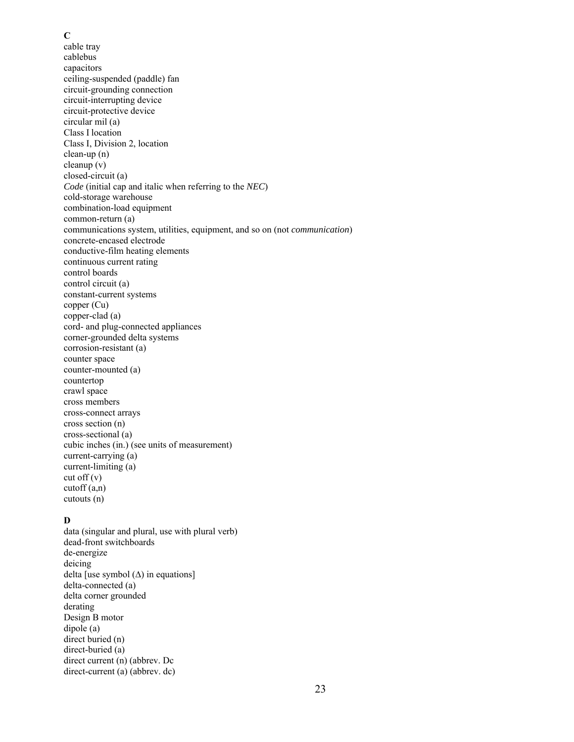**C**

cable tray
cablebus
capacitors
ceiling-suspended (paddle) fan
circuit-grounding connection
circuit-interrupting device
circuit-protective device
circular mil (a)
Class I location
Class I, Division 2, location
clean-up (n)
cleanup (v)
closed-circuit (a)
*Code* (initial cap and italic when referring to the *NEC*)
cold-storage warehouse
combination-load equipment
common-return (a)
communications system, utilities, equipment, and so on (not *communication*)
concrete-encased electrode
conductive-film heating elements
continuous current rating
control boards
control circuit (a)
constant-current systems
copper (Cu)
copper-clad (a)
cord- and plug-connected appliances
corner-grounded delta systems
corrosion-resistant (a)
counter space
counter-mounted (a)
countertop
crawl space
cross members
cross-connect arrays
cross section (n)
cross-sectional (a)
cubic inches (in.) (see units of measurement)
current-carrying (a)
current-limiting (a)
cut off (v)
cutoff (a,n)
cutouts (n)

**D**

data (singular and plural, use with plural verb)
dead-front switchboards
de-energize
deicing
delta [use symbol ($\Delta$) in equations]
delta-connected (a)
delta corner grounded
derating
Design B motor
dipole (a)
direct buried (n)
direct-buried (a)
direct current (n) (abbrev. Dc
direct-current (a) (abbrev. dc)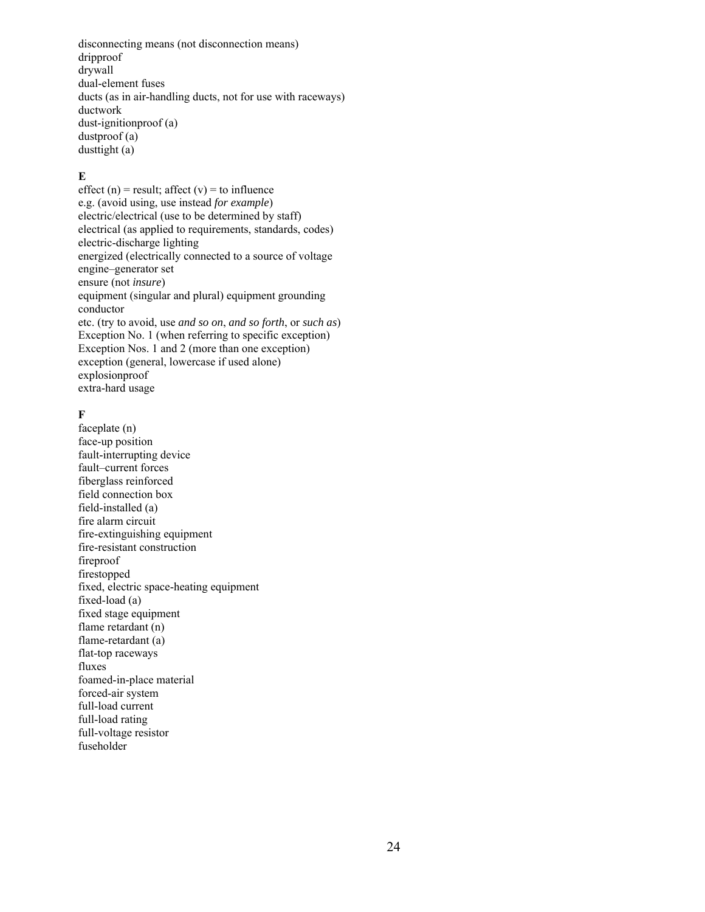disconnecting means (not disconnection means)
dripproof
drywall
dual-element fuses
ducts (as in air-handling ducts, not for use with raceways)
ductwork
dust-ignitionproof (a)
dustproof (a)
dusttight (a)

**E**

effect (n) = result; affect (v) = to influence
e.g. (avoid using, use instead *for example*)
electric/electrical (use to be determined by staff)
electrical (as applied to requirements, standards, codes)
electric-discharge lighting
energized (electrically connected to a source of voltage
engine–generator set
ensure (not *insure*)
equipment (singular and plural) equipment grounding conductor
etc. (try to avoid, use *and so on*, *and so forth*, or *such as*)
Exception No. 1 (when referring to specific exception)
Exception Nos. 1 and 2 (more than one exception)
exception (general, lowercase if used alone)
explosionproof
extra-hard usage

**F**

faceplate (n)
face-up position
fault-interrupting device
fault–current forces
fiberglass reinforced
field connection box
field-installed (a)
fire alarm circuit
fire-extinguishing equipment
fire-resistant construction
fireproof
firestopped
fixed, electric space-heating equipment
fixed-load (a)
fixed stage equipment
flame retardant (n)
flame-retardant (a)
flat-top raceways
fluxes
foamed-in-place material
forced-air system
full-load current
full-load rating
full-voltage resistor
fuseholder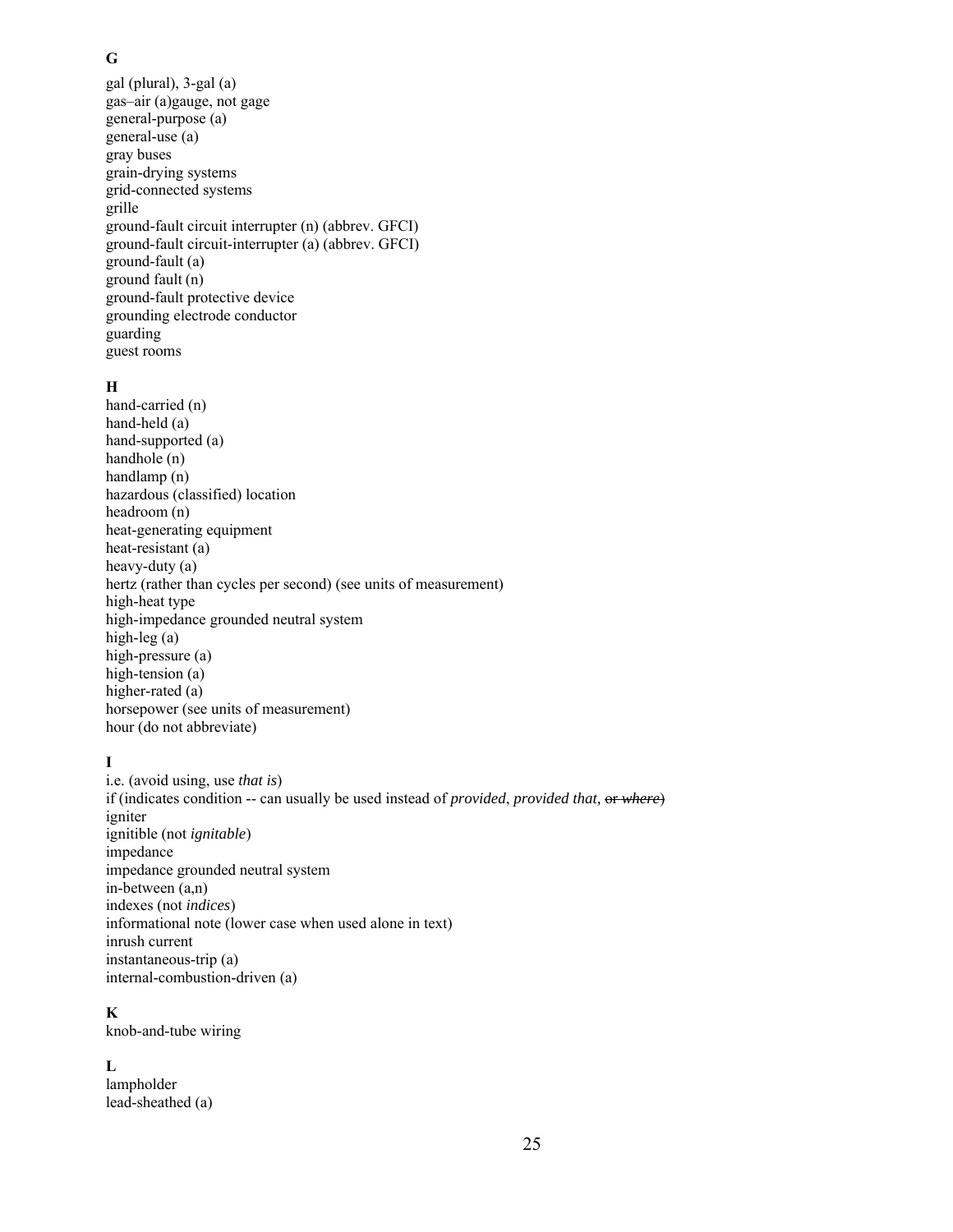**G**

gal (plural), 3-gal (a)
gas–air (a)gauge, not gage
general-purpose (a)
general-use (a)
gray buses
grain-drying systems
grid-connected systems
grille
ground-fault circuit interrupter (n) (abbrev. GFCI)
ground-fault circuit-interrupter (a) (abbrev. GFCI)
ground-fault (a)
ground fault (n)
ground-fault protective device
grounding electrode conductor
guarding
guest rooms

**H**

hand-carried (n)
hand-held (a)
hand-supported (a)
handhole (n)
handlamp (n)
hazardous (classified) location
headroom (n)
heat-generating equipment
heat-resistant (a)
heavy-duty (a)
hertz (rather than cycles per second) (see units of measurement)
high-heat type
high-impedance grounded neutral system
high-leg (a)
high-pressure (a)
high-tension (a)
higher-rated (a)
horsepower (see units of measurement)
hour (do not abbreviate)

**I**

i.e. (avoid using, use *that is*)
if (indicates condition -- can usually be used instead of *provided*, *provided that,* ~~or *where*~~)
igniter
ignitible (not *ignitable*)
impedance
impedance grounded neutral system
in-between (a,n)
indexes (not *indices*)
informational note (lower case when used alone in text)
inrush current
instantaneous-trip (a)
internal-combustion-driven (a)

**K**

knob-and-tube wiring

**L**

lampholder
lead-sheathed (a)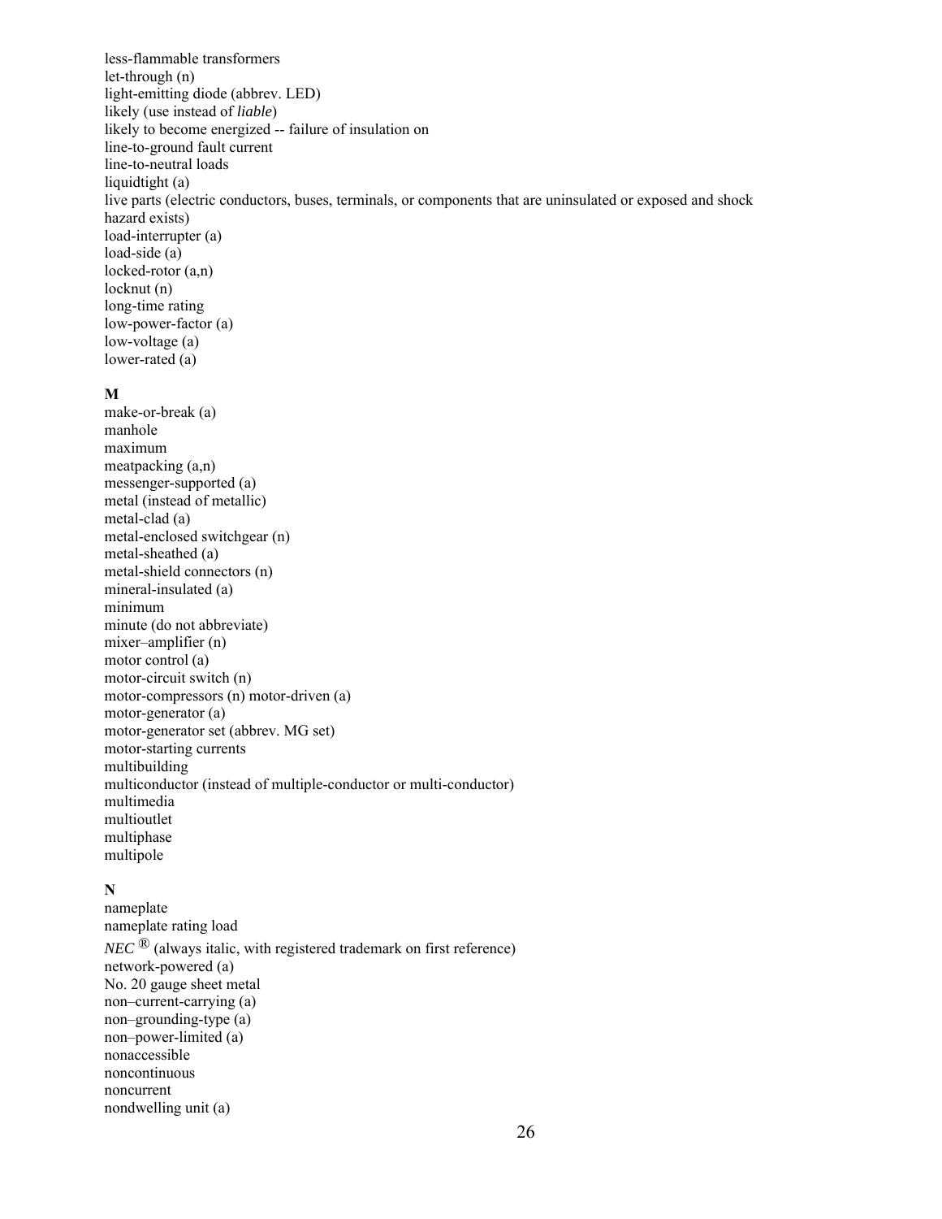less-flammable transformers
let-through (n)
light-emitting diode (abbrev. LED)
likely (use instead of *liable*)
likely to become energized -- failure of insulation on
line-to-ground fault current
line-to-neutral loads
liquidtight (a)
live parts (electric conductors, buses, terminals, or components that are uninsulated or exposed and shock hazard exists)
load-interrupter (a)
load-side (a)
locked-rotor (a,n)
locknut (n)
long-time rating
low-power-factor (a)
low-voltage (a)
lower-rated (a)

**M**

make-or-break (a)
manhole
maximum
meatpacking (a,n)
messenger-supported (a)
metal (instead of metallic)
metal-clad (a)
metal-enclosed switchgear (n)
metal-sheathed (a)
metal-shield connectors (n)
mineral-insulated (a)
minimum
minute (do not abbreviate)
mixer–amplifier (n)
motor control (a)
motor-circuit switch (n)
motor-compressors (n) motor-driven (a)
motor-generator (a)
motor-generator set (abbrev. MG set)
motor-starting currents
multibuilding
multiconductor (instead of multiple-conductor or multi-conductor)
multimedia
multioutlet
multiphase
multipole

**N**

nameplate
nameplate rating load
*NEC* ® (always italic, with registered trademark on first reference)
network-powered (a)
No. 20 gauge sheet metal
non–current-carrying (a)
non–grounding-type (a)
non–power-limited (a)
nonaccessible
noncontinuous
noncurrent
nondwelling unit (a)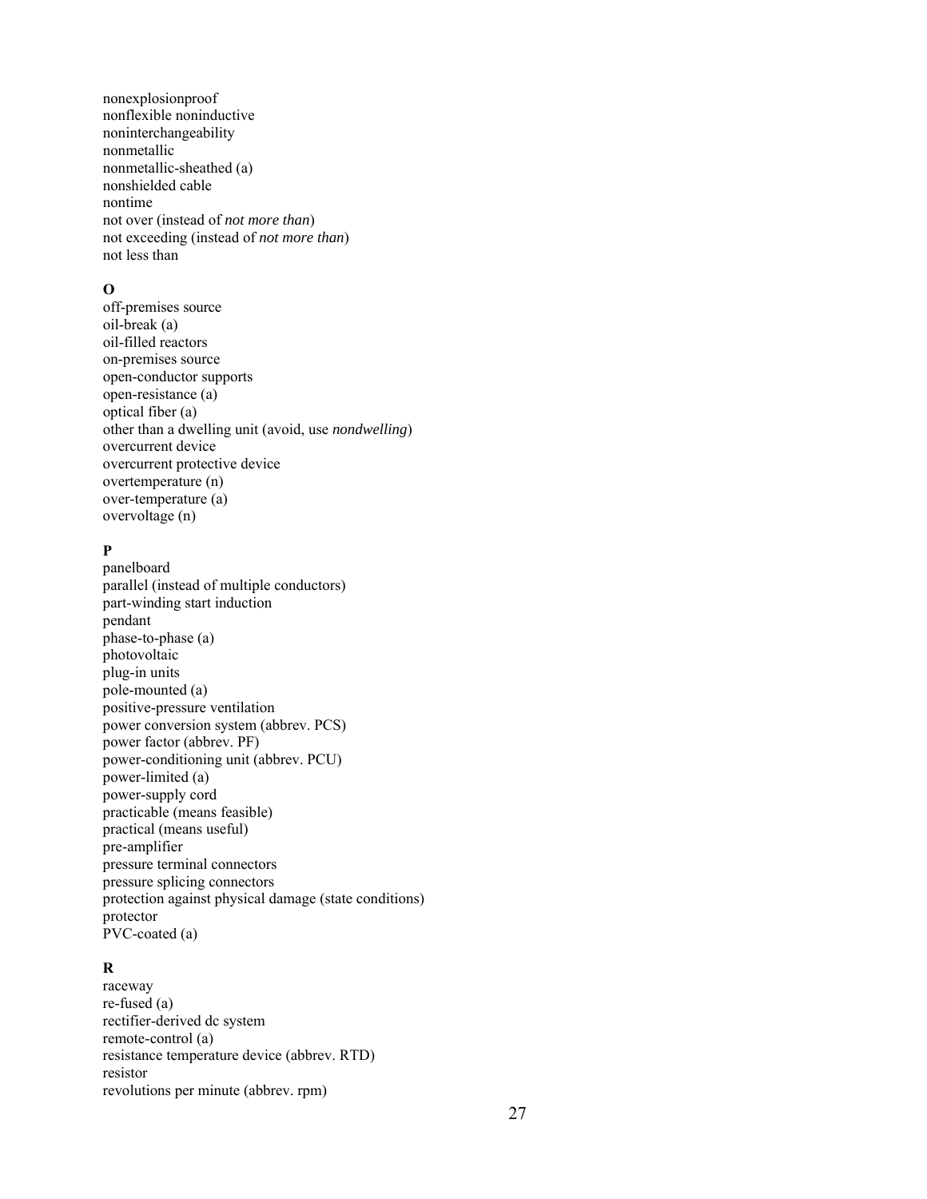nonexplosionproof
nonflexible noninductive
noninterchangeability
nonmetallic
nonmetallic-sheathed (a)
nonshielded cable
nontime
not over (instead of *not more than*)
not exceeding (instead of *not more than*)
not less than

**O**

off-premises source
oil-break (a)
oil-filled reactors
on-premises source
open-conductor supports
open-resistance (a)
optical fiber (a)
other than a dwelling unit (avoid, use *nondwelling*)
overcurrent device
overcurrent protective device
overtemperature (n)
over-temperature (a)
overvoltage (n)

**P**

panelboard
parallel (instead of multiple conductors)
part-winding start induction
pendant
phase-to-phase (a)
photovoltaic
plug-in units
pole-mounted (a)
positive-pressure ventilation
power conversion system (abbrev. PCS)
power factor (abbrev. PF)
power-conditioning unit (abbrev. PCU)
power-limited (a)
power-supply cord
practicable (means feasible)
practical (means useful)
pre-amplifier
pressure terminal connectors
pressure splicing connectors
protection against physical damage (state conditions)
protector
PVC-coated (a)

**R**

raceway
re-fused (a)
rectifier-derived dc system
remote-control (a)
resistance temperature device (abbrev. RTD)
resistor
revolutions per minute (abbrev. rpm)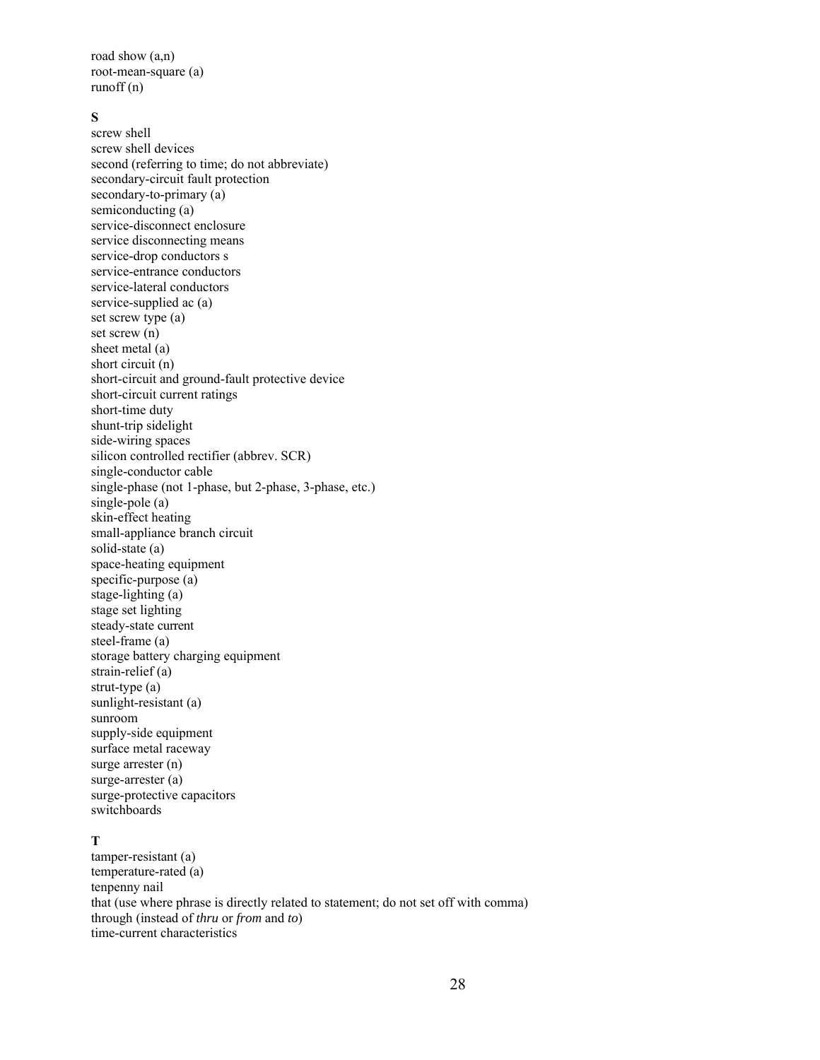road show (a,n)
root-mean-square (a)
runoff (n)

**S**

screw shell
screw shell devices
second (referring to time; do not abbreviate)
secondary-circuit fault protection
secondary-to-primary (a)
semiconducting (a)
service-disconnect enclosure
service disconnecting means
service-drop conductors s
service-entrance conductors
service-lateral conductors
service-supplied ac (a)
set screw type (a)
set screw (n)
sheet metal (a)
short circuit (n)
short-circuit and ground-fault protective device
short-circuit current ratings
short-time duty
shunt-trip sidelight
side-wiring spaces
silicon controlled rectifier (abbrev. SCR)
single-conductor cable
single-phase (not 1-phase, but 2-phase, 3-phase, etc.)
single-pole (a)
skin-effect heating
small-appliance branch circuit
solid-state (a)
space-heating equipment
specific-purpose (a)
stage-lighting (a)
stage set lighting
steady-state current
steel-frame (a)
storage battery charging equipment
strain-relief (a)
strut-type (a)
sunlight-resistant (a)
sunroom
supply-side equipment
surface metal raceway
surge arrester (n)
surge-arrester (a)
surge-protective capacitors
switchboards

**T**

tamper-resistant (a)
temperature-rated (a)
tenpenny nail
that (use where phrase is directly related to statement; do not set off with comma)
through (instead of *thru* or *from* and *to*)
time-current characteristics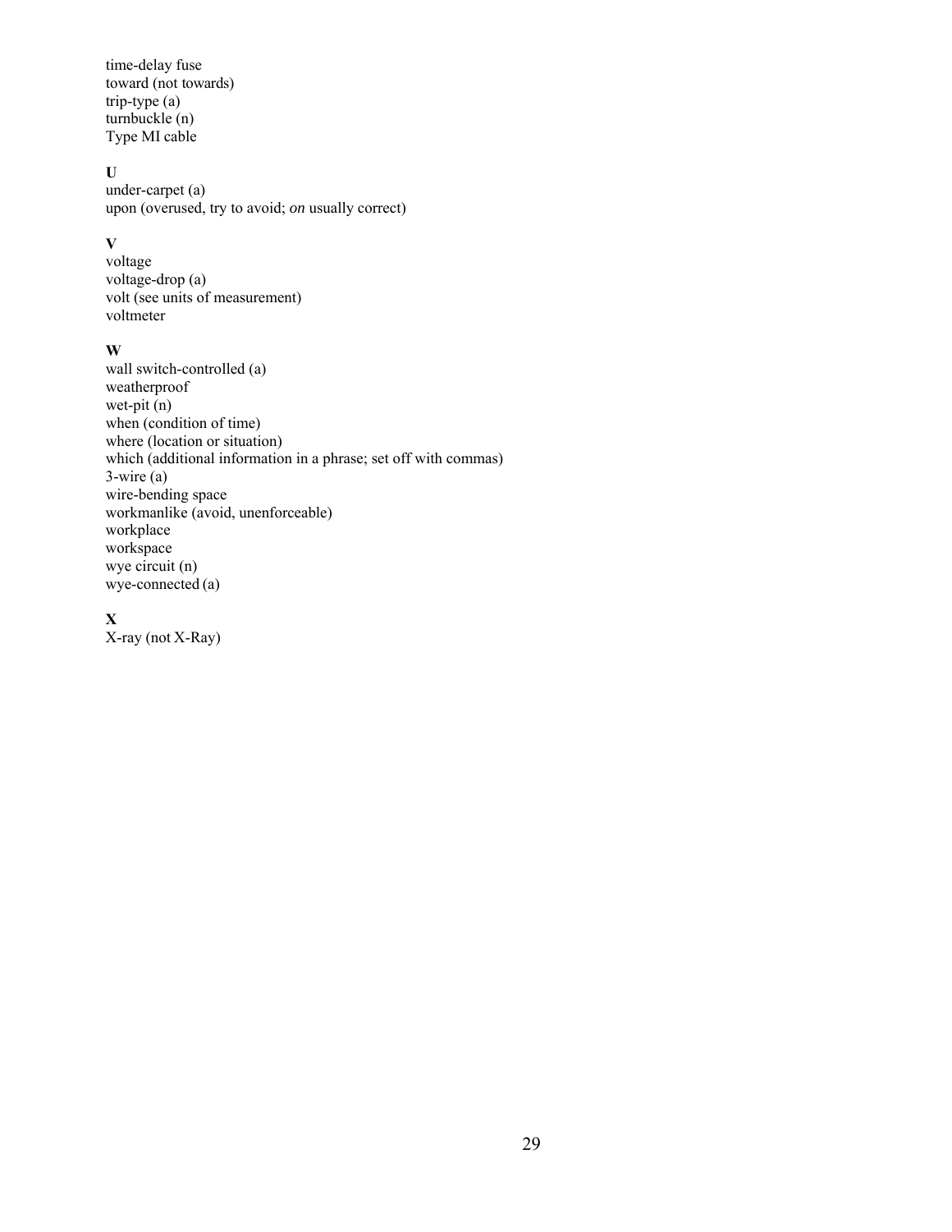time-delay fuse
toward (not towards)
trip-type (a)
turnbuckle (n)
Type MI cable

**U**

under-carpet (a)
upon (overused, try to avoid; *on* usually correct)

**V**

voltage
voltage-drop (a)
volt (see units of measurement)
voltmeter

**W**

wall switch-controlled (a)
weatherproof
wet-pit (n)
when (condition of time)
where (location or situation)
which (additional information in a phrase; set off with commas)
3-wire (a)
wire-bending space
workmanlike (avoid, unenforceable)
workplace
workspace
wye circuit (n)
wye-connected (a)

**X**

X-ray (not X-Ray)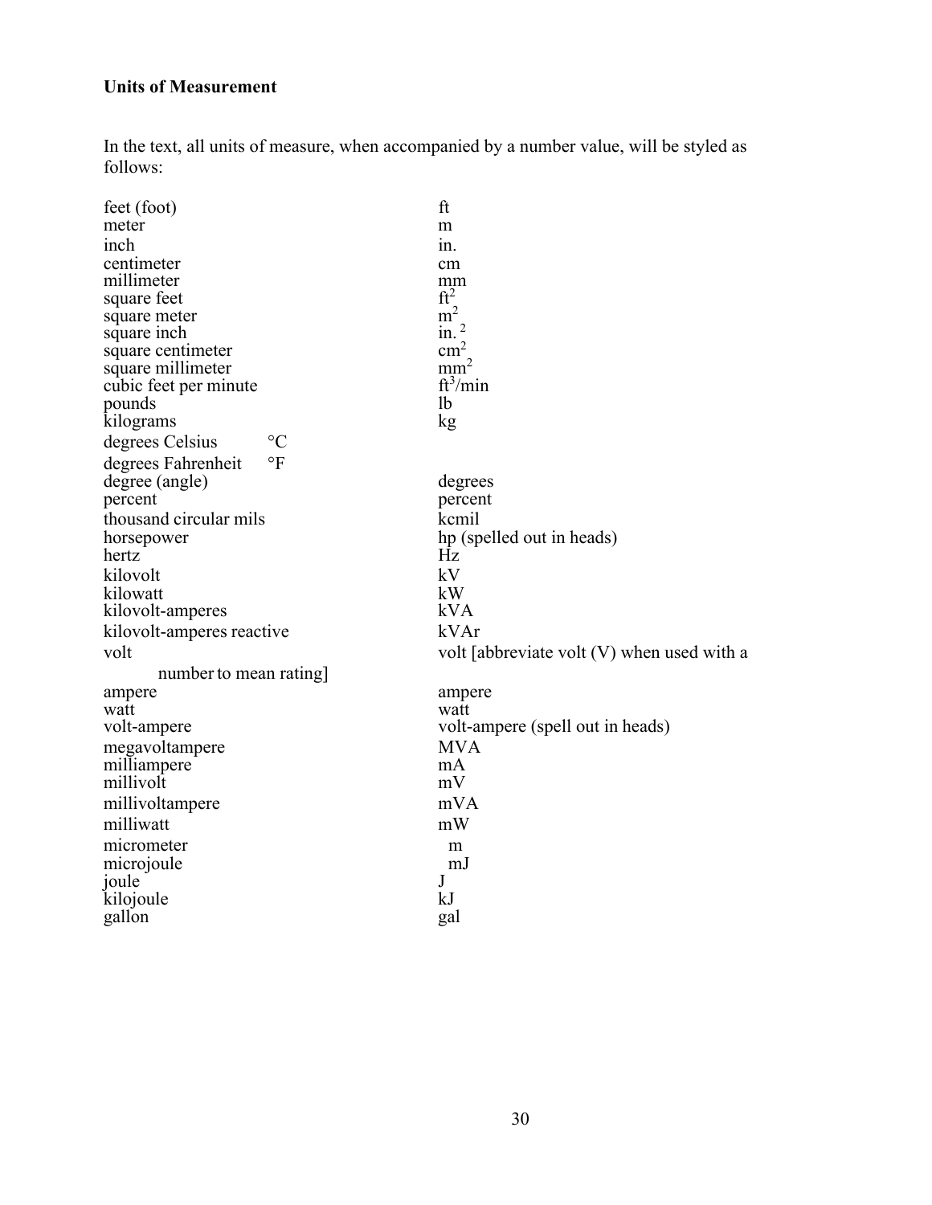**Units of Measurement**

In the text, all units of measure, when accompanied by a number value, will be styled as follows:

| | |
|---|---|
| feet (foot) | ft |
| meter | m |
| inch | in. |
| centimeter | cm |
| millimeter | mm |
| square feet | $ft^2$ |
| square meter | $m^2$ |
| square inch | in. $^2$ |
| square centimeter | $cm^2$ |
| square millimeter | $mm^2$ |
| cubic feet per minute | $ft^3$/min |
| pounds | lb |
| kilograms | kg |
| degrees Celsius °C | |
| degrees Fahrenheit °F | |
| degree (angle) | degrees |
| percent | percent |
| thousand circular mils | kcmil |
| horsepower | hp (spelled out in heads) |
| hertz | Hz |
| kilovolt | kV |
| kilowatt | kW |
| kilovolt-amperes | kVA |
| kilovolt-amperes reactive | kVAr |
| volt | volt [abbreviate volt (V) when used with a number to mean rating] |
| ampere | ampere |
| watt | watt |
| volt-ampere | volt-ampere (spell out in heads) |
| megavoltampere | MVA |
| milliampere | mA |
| millivolt | mV |
| millivoltampere | mVA |
| milliwatt | mW |
| micrometer | m |
| microjoule | mJ |
| joule | J |
| kilojoule | kJ |
| gallon | gal |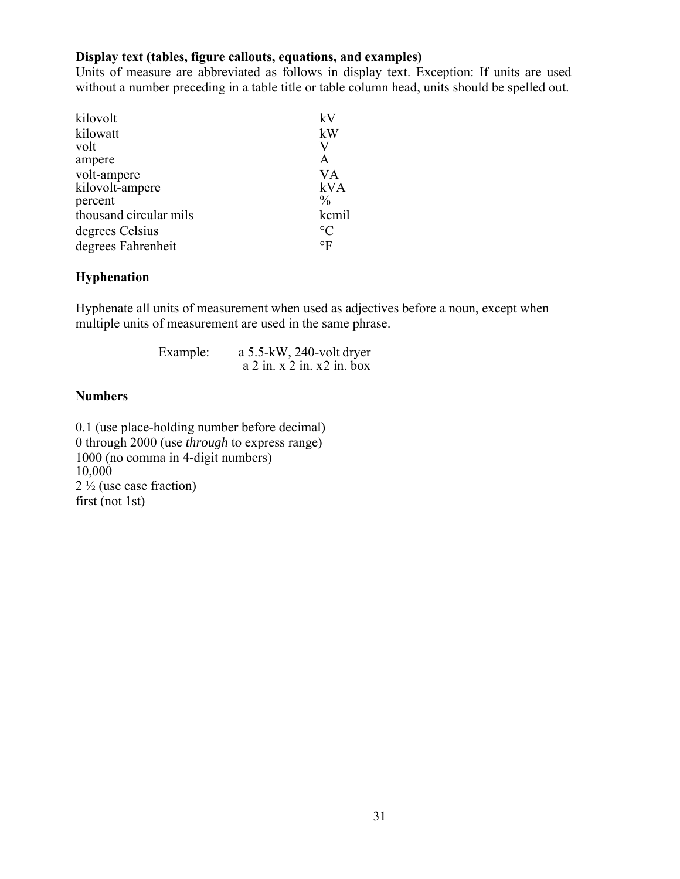**Display text (tables, figure callouts, equations, and examples)**

Units of measure are abbreviated as follows in display text. Exception: If units are used without a number preceding in a table title or table column head, units should be spelled out.

| | |
|---|---|
| kilovolt | kV |
| kilowatt | kW |
| volt | V |
| ampere | A |
| volt-ampere | VA |
| kilovolt-ampere | kVA |
| percent | % |
| thousand circular mils | kcmil |
| degrees Celsius | °C |
| degrees Fahrenheit | °F |

**Hyphenation**

Hyphenate all units of measurement when used as adjectives before a noun, except when multiple units of measurement are used in the same phrase.

Example: a 5.5-kW, 240-volt dryer
a 2 in. x 2 in. x2 in. box

**Numbers**

0.1 (use place-holding number before decimal)
0 through 2000 (use *through* to express range)
1000 (no comma in 4-digit numbers)
10,000
2 ½ (use case fraction)
first (not 1st)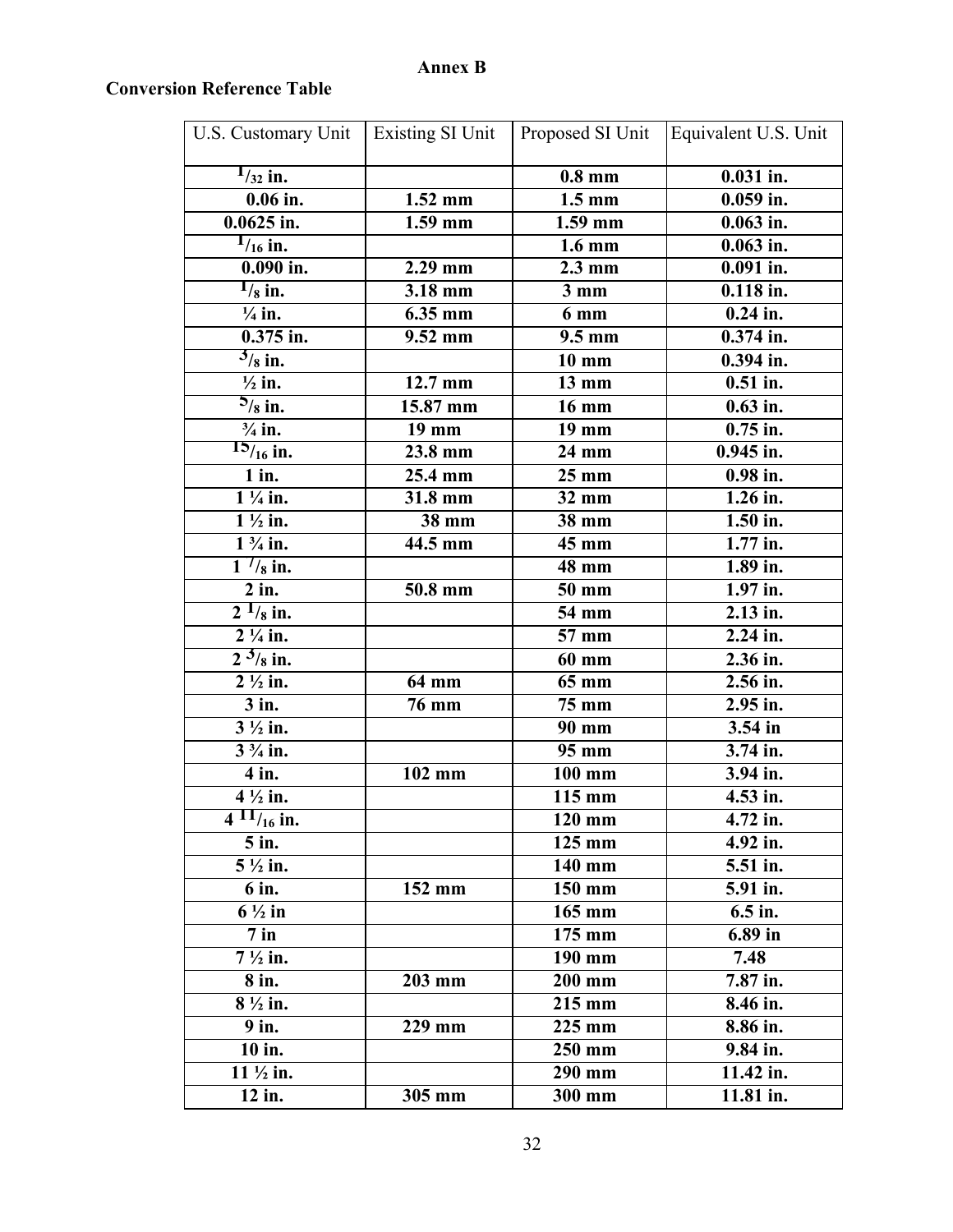**Annex B**

**Conversion Reference Table**

| U.S. Customary Unit | Existing SI Unit | Proposed SI Unit | Equivalent U.S. Unit |
|---|---|---|---|
| **1/32 in.** | | **0.8 mm** | **0.031 in.** |
| **0.06 in.** | **1.52 mm** | **1.5 mm** | **0.059 in.** |
| **0.0625 in.** | **1.59 mm** | **1.59 mm** | **0.063 in.** |
| **1/16 in.** | | **1.6 mm** | **0.063 in.** |
| **0.090 in.** | **2.29 mm** | **2.3 mm** | **0.091 in.** |
| **1/8 in.** | **3.18 mm** | **3 mm** | **0.118 in.** |
| **¼ in.** | **6.35 mm** | **6 mm** | **0.24 in.** |
| **0.375 in.** | **9.52 mm** | **9.5 mm** | **0.374 in.** |
| **3/8 in.** | | **10 mm** | **0.394 in.** |
| **½ in.** | **12.7 mm** | **13 mm** | **0.51 in.** |
| **5/8 in.** | **15.87 mm** | **16 mm** | **0.63 in.** |
| **¾ in.** | **19 mm** | **19 mm** | **0.75 in.** |
| **15/16 in.** | **23.8 mm** | **24 mm** | **0.945 in.** |
| **1 in.** | **25.4 mm** | **25 mm** | **0.98 in.** |
| **1 ¼ in.** | **31.8 mm** | **32 mm** | **1.26 in.** |
| **1 ½ in.** | **38 mm** | **38 mm** | **1.50 in.** |
| **1 ¾ in.** | **44.5 mm** | **45 mm** | **1.77 in.** |
| **1 7/8 in.** | | **48 mm** | **1.89 in.** |
| **2 in.** | **50.8 mm** | **50 mm** | **1.97 in.** |
| **2 1/8 in.** | | **54 mm** | **2.13 in.** |
| **2 ¼ in.** | | **57 mm** | **2.24 in.** |
| **2 3/8 in.** | | **60 mm** | **2.36 in.** |
| **2 ½ in.** | **64 mm** | **65 mm** | **2.56 in.** |
| **3 in.** | **76 mm** | **75 mm** | **2.95 in.** |
| **3 ½ in.** | | **90 mm** | **3.54 in** |
| **3 ¾ in.** | | **95 mm** | **3.74 in.** |
| **4 in.** | **102 mm** | **100 mm** | **3.94 in.** |
| **4 ½ in.** | | **115 mm** | **4.53 in.** |
| **4 11/16 in.** | | **120 mm** | **4.72 in.** |
| **5 in.** | | **125 mm** | **4.92 in.** |
| **5 ½ in.** | | **140 mm** | **5.51 in.** |
| **6 in.** | **152 mm** | **150 mm** | **5.91 in.** |
| **6 ½ in** | | **165 mm** | **6.5 in.** |
| **7 in** | | **175 mm** | **6.89 in** |
| **7 ½ in.** | | **190 mm** | **7.48** |
| **8 in.** | **203 mm** | **200 mm** | **7.87 in.** |
| **8 ½ in.** | | **215 mm** | **8.46 in.** |
| **9 in.** | **229 mm** | **225 mm** | **8.86 in.** |
| **10 in.** | | **250 mm** | **9.84 in.** |
| **11 ½ in.** | | **290 mm** | **11.42 in.** |
| **12 in.** | **305 mm** | **300 mm** | **11.81 in.** |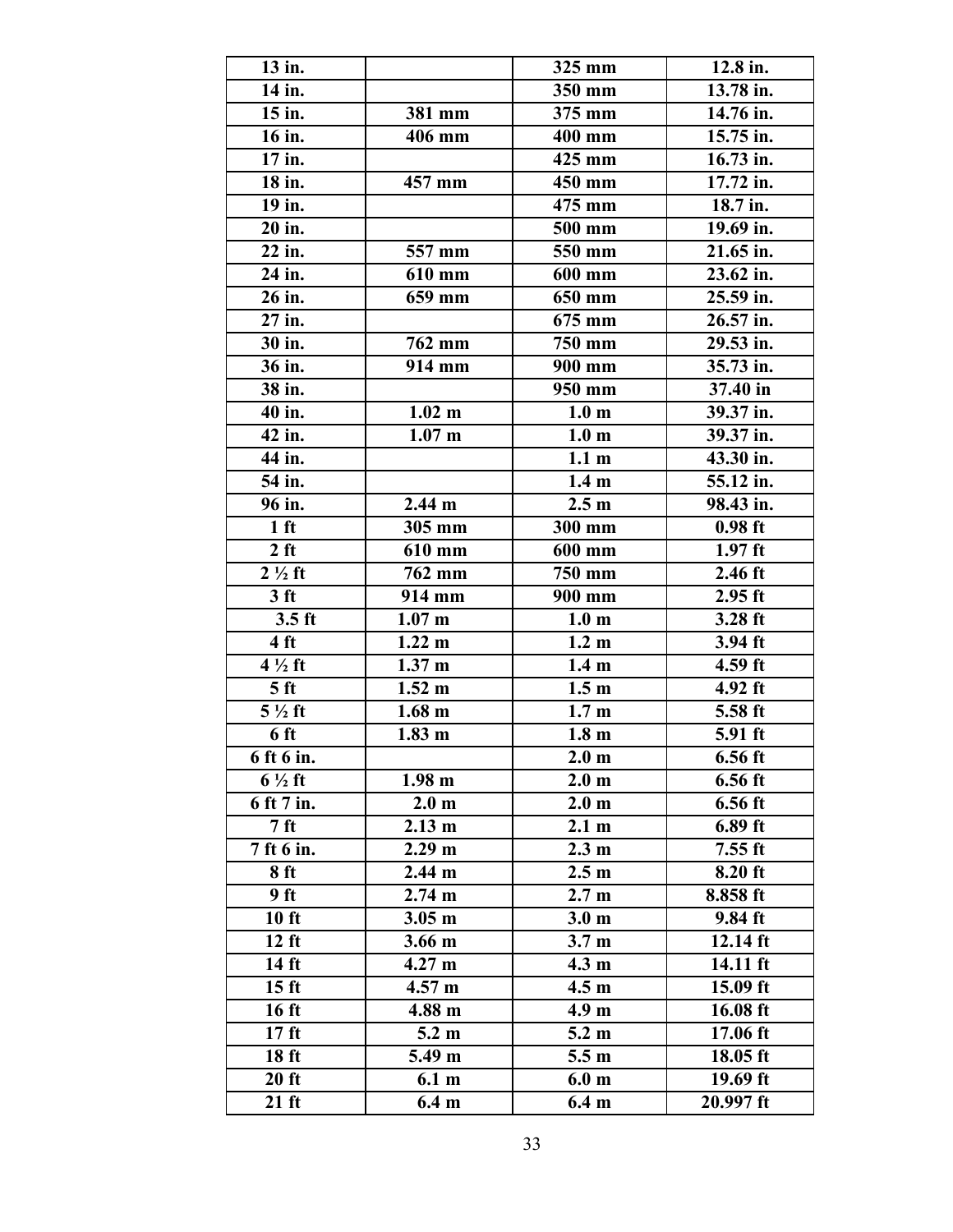| 13 in. | | 325 mm | 12.8 in. |
|---|---|---|---|
| 14 in. | | 350 mm | 13.78 in. |
| 15 in. | 381 mm | 375 mm | 14.76 in. |
| 16 in. | 406 mm | 400 mm | 15.75 in. |
| 17 in. | | 425 mm | 16.73 in. |
| 18 in. | 457 mm | 450 mm | 17.72 in. |
| 19 in. | | 475 mm | 18.7 in. |
| 20 in. | | 500 mm | 19.69 in. |
| 22 in. | 557 mm | 550 mm | 21.65 in. |
| 24 in. | 610 mm | 600 mm | 23.62 in. |
| 26 in. | 659 mm | 650 mm | 25.59 in. |
| 27 in. | | 675 mm | 26.57 in. |
| 30 in. | 762 mm | 750 mm | 29.53 in. |
| 36 in. | 914 mm | 900 mm | 35.73 in. |
| 38 in. | | 950 mm | 37.40 in |
| 40 in. | 1.02 m | 1.0 m | 39.37 in. |
| 42 in. | 1.07 m | 1.0 m | 39.37 in. |
| 44 in. | | 1.1 m | 43.30 in. |
| 54 in. | | 1.4 m | 55.12 in. |
| 96 in. | 2.44 m | 2.5 m | 98.43 in. |
| 1 ft | 305 mm | 300 mm | 0.98 ft |
| 2 ft | 610 mm | 600 mm | 1.97 ft |
| 2 ½ ft | 762 mm | 750 mm | 2.46 ft |
| 3 ft | 914 mm | 900 mm | 2.95 ft |
| 3.5 ft | 1.07 m | 1.0 m | 3.28 ft |
| 4 ft | 1.22 m | 1.2 m | 3.94 ft |
| 4 ½ ft | 1.37 m | 1.4 m | 4.59 ft |
| 5 ft | 1.52 m | 1.5 m | 4.92 ft |
| 5 ½ ft | 1.68 m | 1.7 m | 5.58 ft |
| 6 ft | 1.83 m | 1.8 m | 5.91 ft |
| 6 ft 6 in. | | 2.0 m | 6.56 ft |
| 6 ½ ft | 1.98 m | 2.0 m | 6.56 ft |
| 6 ft 7 in. | 2.0 m | 2.0 m | 6.56 ft |
| 7 ft | 2.13 m | 2.1 m | 6.89 ft |
| 7 ft 6 in. | 2.29 m | 2.3 m | 7.55 ft |
| 8 ft | 2.44 m | 2.5 m | 8.20 ft |
| 9 ft | 2.74 m | 2.7 m | 8.858 ft |
| 10 ft | 3.05 m | 3.0 m | 9.84 ft |
| 12 ft | 3.66 m | 3.7 m | 12.14 ft |
| 14 ft | 4.27 m | 4.3 m | 14.11 ft |
| 15 ft | 4.57 m | 4.5 m | 15.09 ft |
| 16 ft | 4.88 m | 4.9 m | 16.08 ft |
| 17 ft | 5.2 m | 5.2 m | 17.06 ft |
| 18 ft | 5.49 m | 5.5 m | 18.05 ft |
| 20 ft | 6.1 m | 6.0 m | 19.69 ft |
| 21 ft | 6.4 m | 6.4 m | 20.997 ft |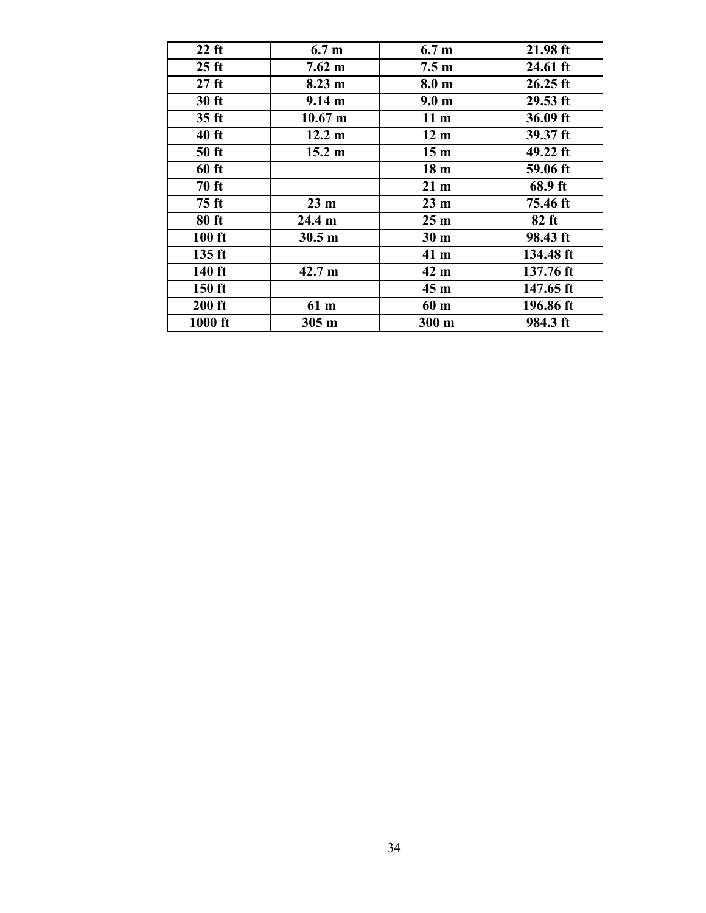| 22 ft | 6.7 m | 6.7 m | 21.98 ft |
|---|---|---|---|
| 25 ft | 7.62 m | 7.5 m | 24.61 ft |
| 27 ft | 8.23 m | 8.0 m | 26.25 ft |
| 30 ft | 9.14 m | 9.0 m | 29.53 ft |
| 35 ft | 10.67 m | 11 m | 36.09 ft |
| 40 ft | 12.2 m | 12 m | 39.37 ft |
| 50 ft | 15.2 m | 15 m | 49.22 ft |
| 60 ft | | 18 m | 59.06 ft |
| 70 ft | | 21 m | 68.9 ft |
| 75 ft | 23 m | 23 m | 75.46 ft |
| 80 ft | 24.4 m | 25 m | 82 ft |
| 100 ft | 30.5 m | 30 m | 98.43 ft |
| 135 ft | | 41 m | 134.48 ft |
| 140 ft | 42.7 m | 42 m | 137.76 ft |
| 150 ft | | 45 m | 147.65 ft |
| 200 ft | 61 m | 60 m | 196.86 ft |
| 1000 ft | 305 m | 300 m | 984.3 ft |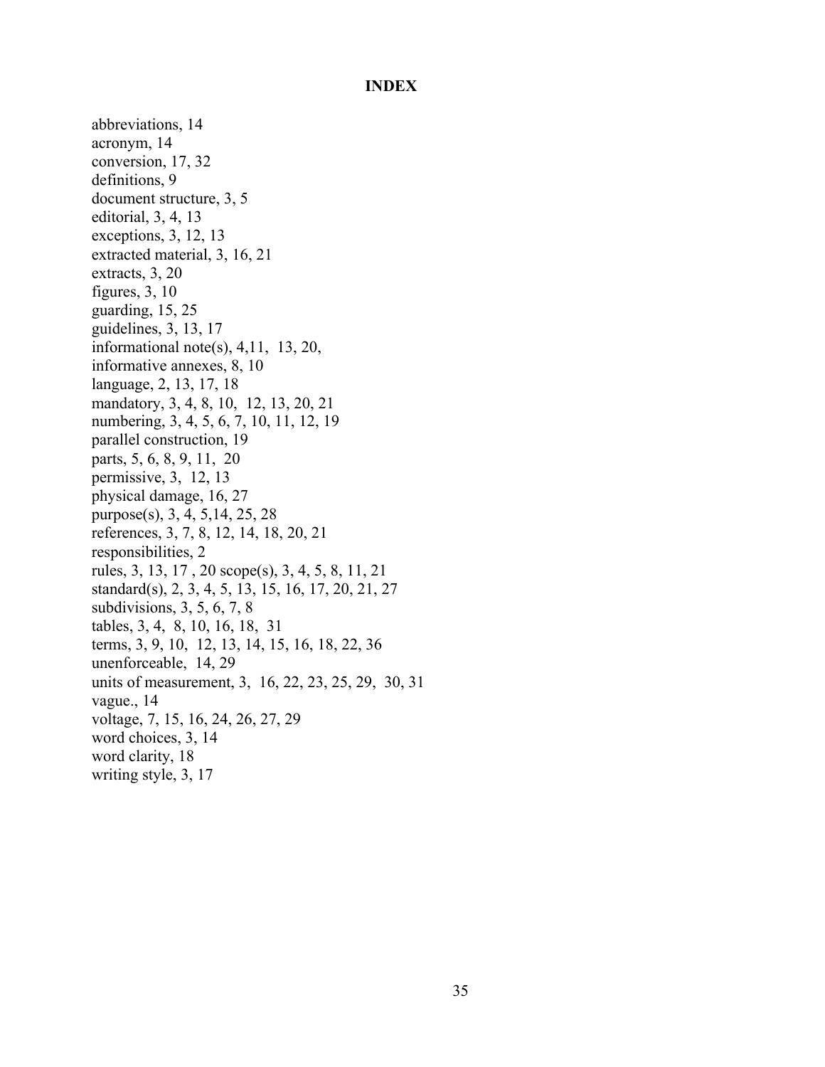# INDEX

abbreviations, 14
acronym, 14
conversion, 17, 32
definitions, 9
document structure, 3, 5
editorial, 3, 4, 13
exceptions, 3, 12, 13
extracted material, 3, 16, 21
extracts, 3, 20
figures, 3, 10
guarding, 15, 25
guidelines, 3, 13, 17
informational note(s), 4,11, 13, 20,
informative annexes, 8, 10
language, 2, 13, 17, 18
mandatory, 3, 4, 8, 10, 12, 13, 20, 21
numbering, 3, 4, 5, 6, 7, 10, 11, 12, 19
parallel construction, 19
parts, 5, 6, 8, 9, 11, 20
permissive, 3, 12, 13
physical damage, 16, 27
purpose(s), 3, 4, 5,14, 25, 28
references, 3, 7, 8, 12, 14, 18, 20, 21
responsibilities, 2
rules, 3, 13, 17 , 20 scope(s), 3, 4, 5, 8, 11, 21
standard(s), 2, 3, 4, 5, 13, 15, 16, 17, 20, 21, 27
subdivisions, 3, 5, 6, 7, 8
tables, 3, 4, 8, 10, 16, 18, 31
terms, 3, 9, 10, 12, 13, 14, 15, 16, 18, 22, 36
unenforceable, 14, 29
units of measurement, 3, 16, 22, 23, 25, 29, 30, 31
vague., 14
voltage, 7, 15, 16, 24, 26, 27, 29
word choices, 3, 14
word clarity, 18
writing style, 3, 17